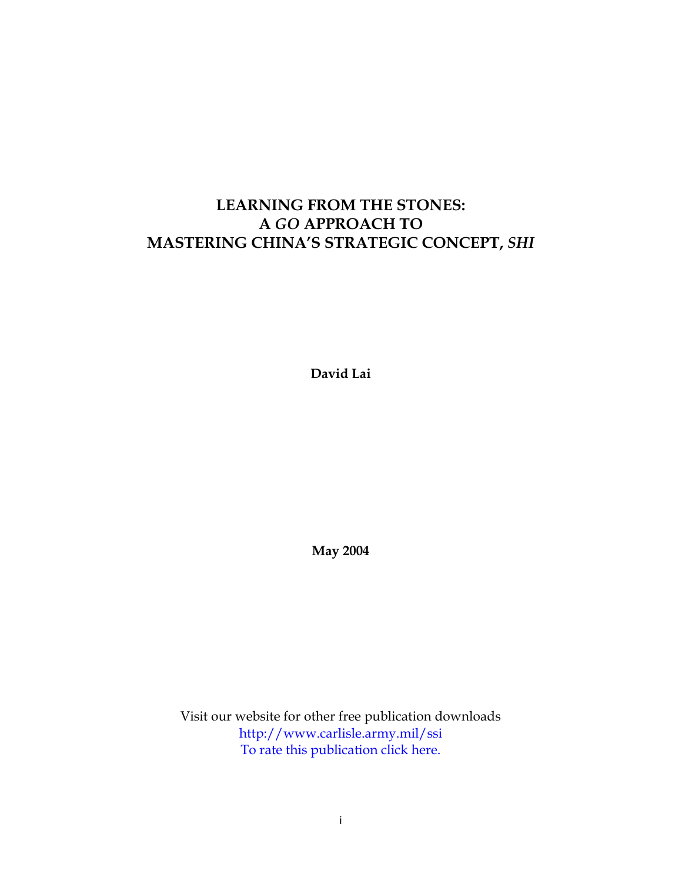# LEARNING FROM THE STONES: A *GO* APPROACH TO MASTERING CHINA'S STRATEGIC CONCEPT, *SHI*

**David Lai**

**May 2004**

Visit our website for other free publication downloads
http://www.carlisle.army.mil/ssi
To rate this publication click here.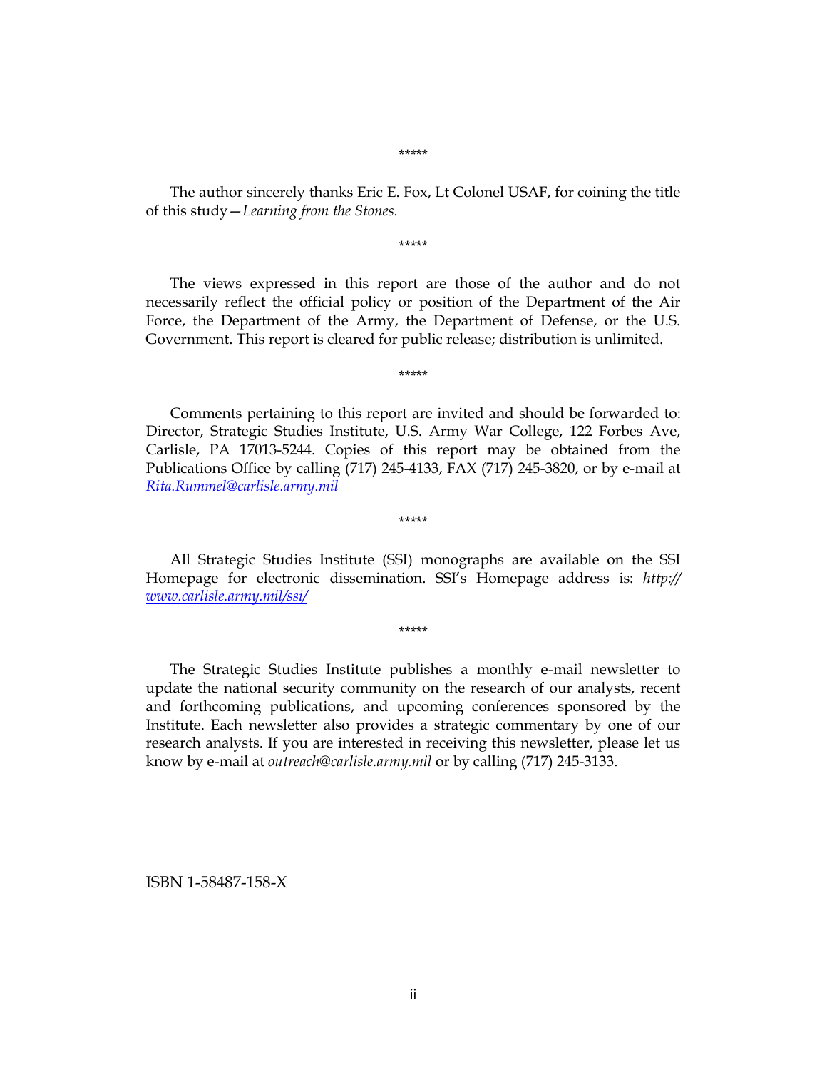*****

The author sincerely thanks Eric E. Fox, Lt Colonel USAF, for coining the title of this study—*Learning from the Stones.*

*****

The views expressed in this report are those of the author and do not necessarily reflect the official policy or position of the Department of the Air Force, the Department of the Army, the Department of Defense, or the U.S. Government. This report is cleared for public release; distribution is unlimited.

*****

Comments pertaining to this report are invited and should be forwarded to: Director, Strategic Studies Institute, U.S. Army War College, 122 Forbes Ave, Carlisle, PA 17013-5244. Copies of this report may be obtained from the Publications Office by calling (717) 245-4133, FAX (717) 245-3820, or by e-mail at *Rita.Rummel@carlisle.army.mil*

*****

All Strategic Studies Institute (SSI) monographs are available on the SSI Homepage for electronic dissemination. SSI's Homepage address is: *http://www.carlisle.army.mil/ssi/*

*****

The Strategic Studies Institute publishes a monthly e-mail newsletter to update the national security community on the research of our analysts, recent and forthcoming publications, and upcoming conferences sponsored by the Institute. Each newsletter also provides a strategic commentary by one of our research analysts. If you are interested in receiving this newsletter, please let us know by e-mail at *outreach@carlisle.army.mil* or by calling (717) 245-3133.

ISBN 1-58487-158-X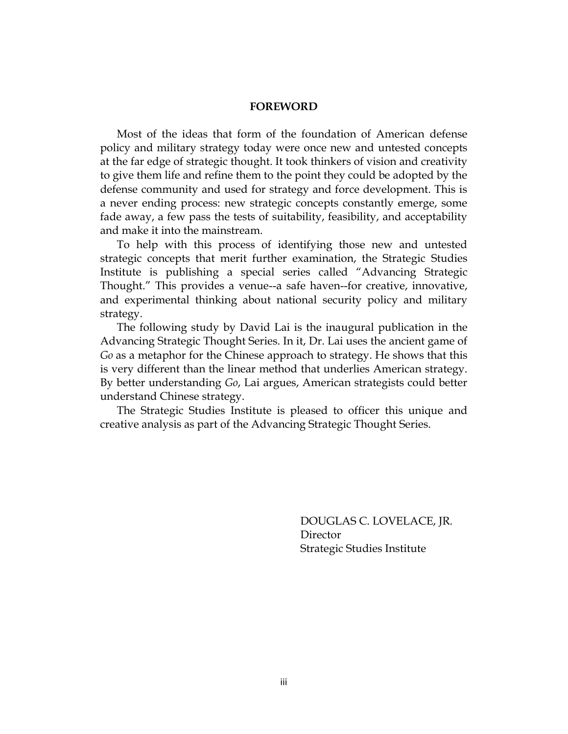# FOREWORD

Most of the ideas that form of the foundation of American defense policy and military strategy today were once new and untested concepts at the far edge of strategic thought. It took thinkers of vision and creativity to give them life and refine them to the point they could be adopted by the defense community and used for strategy and force development. This is a never ending process: new strategic concepts constantly emerge, some fade away, a few pass the tests of suitability, feasibility, and acceptability and make it into the mainstream.

To help with this process of identifying those new and untested strategic concepts that merit further examination, the Strategic Studies Institute is publishing a special series called "Advancing Strategic Thought." This provides a venue--a safe haven--for creative, innovative, and experimental thinking about national security policy and military strategy.

The following study by David Lai is the inaugural publication in the Advancing Strategic Thought Series. In it, Dr. Lai uses the ancient game of *Go* as a metaphor for the Chinese approach to strategy. He shows that this is very different than the linear method that underlies American strategy. By better understanding *Go*, Lai argues, American strategists could better understand Chinese strategy.

The Strategic Studies Institute is pleased to officer this unique and creative analysis as part of the Advancing Strategic Thought Series.

DOUGLAS C. LOVELACE, JR.
Director
Strategic Studies Institute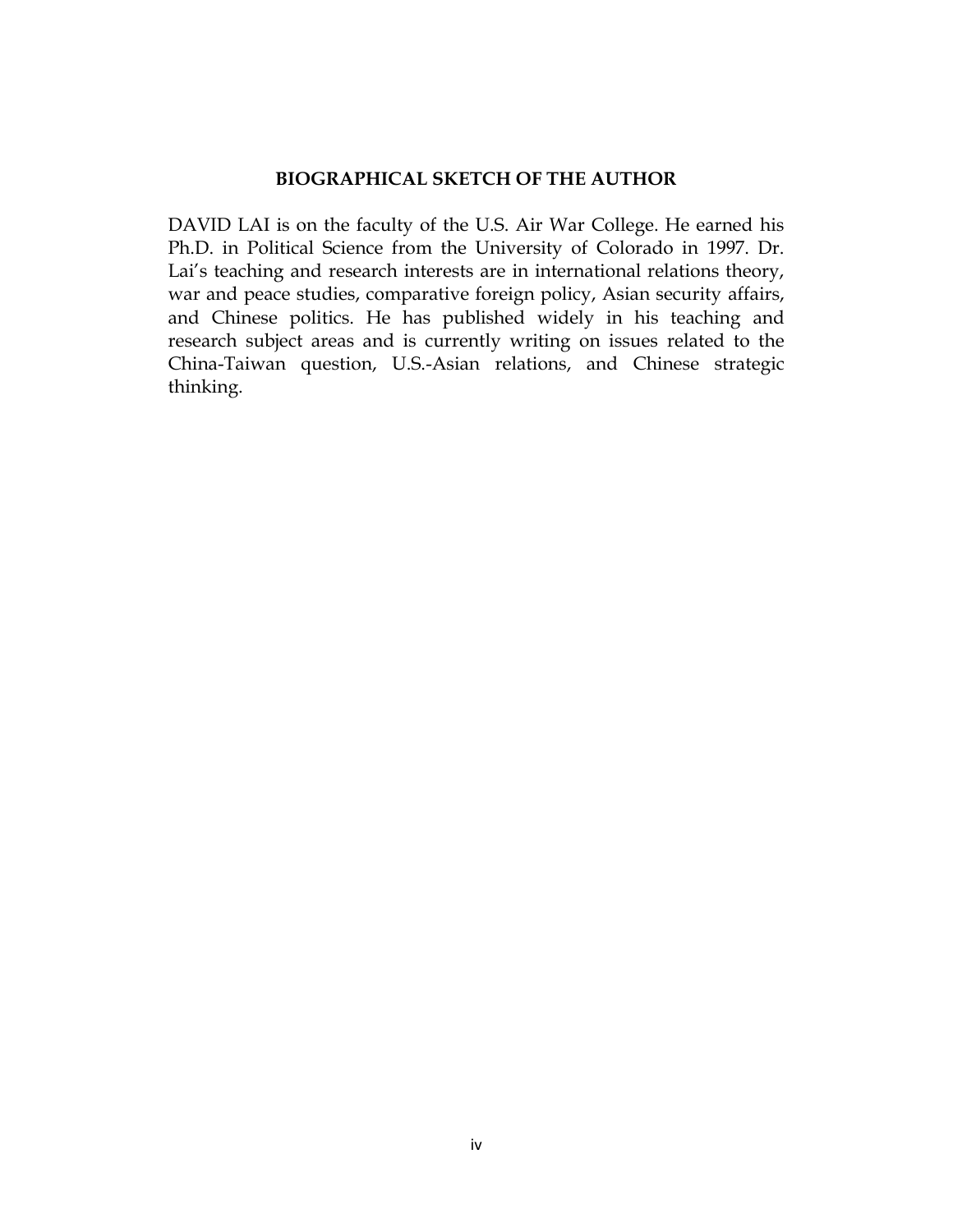## BIOGRAPHICAL SKETCH OF THE AUTHOR

DAVID LAI is on the faculty of the U.S. Air War College. He earned his Ph.D. in Political Science from the University of Colorado in 1997. Dr. Lai's teaching and research interests are in international relations theory, war and peace studies, comparative foreign policy, Asian security affairs, and Chinese politics. He has published widely in his teaching and research subject areas and is currently writing on issues related to the China-Taiwan question, U.S.-Asian relations, and Chinese strategic thinking.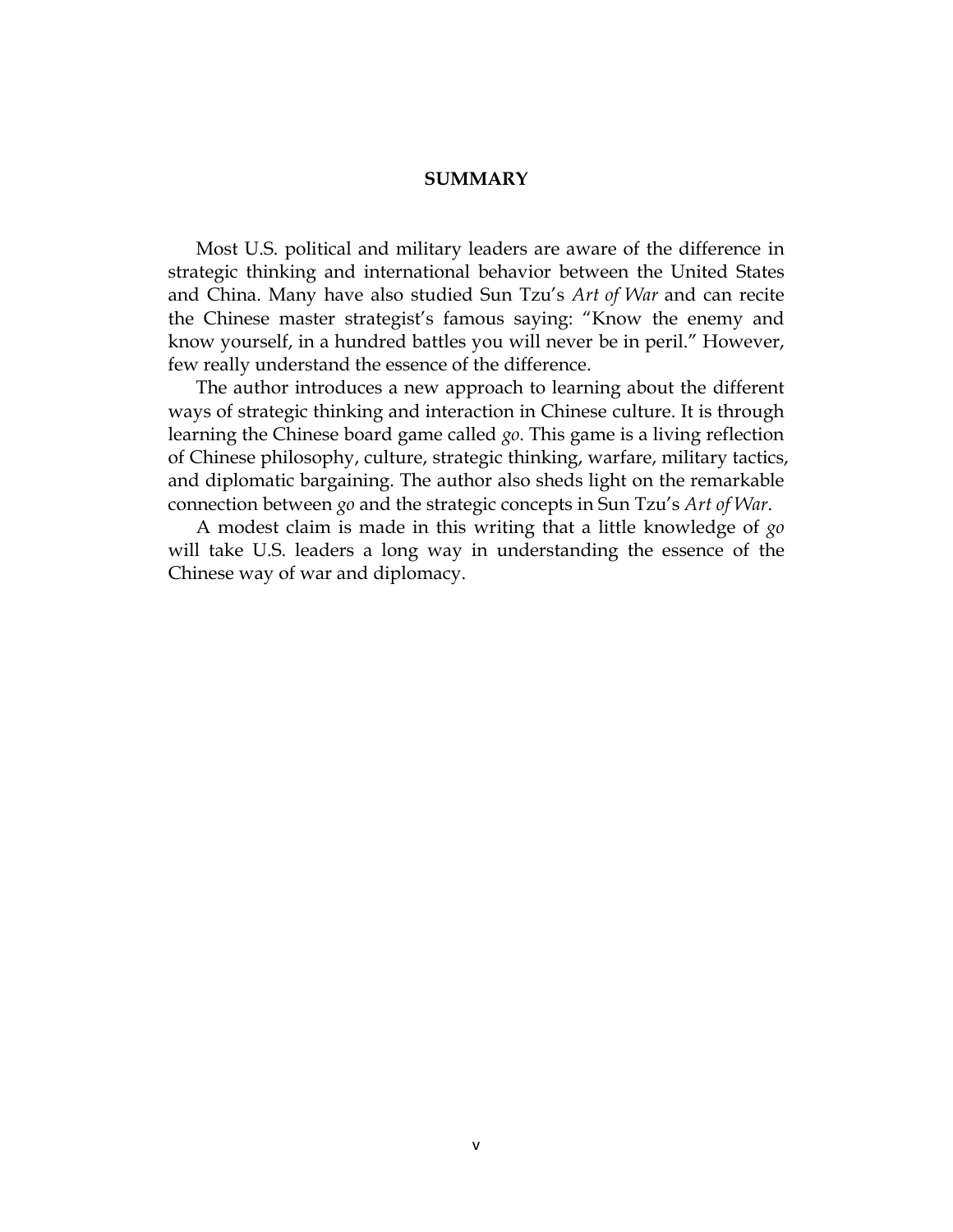## SUMMARY

Most U.S. political and military leaders are aware of the difference in strategic thinking and international behavior between the United States and China. Many have also studied Sun Tzu's *Art of War* and can recite the Chinese master strategist's famous saying: "Know the enemy and know yourself, in a hundred battles you will never be in peril." However, few really understand the essence of the difference.

The author introduces a new approach to learning about the different ways of strategic thinking and interaction in Chinese culture. It is through learning the Chinese board game called *go*. This game is a living reflection of Chinese philosophy, culture, strategic thinking, warfare, military tactics, and diplomatic bargaining. The author also sheds light on the remarkable connection between *go* and the strategic concepts in Sun Tzu's *Art of War*.

A modest claim is made in this writing that a little knowledge of *go* will take U.S. leaders a long way in understanding the essence of the Chinese way of war and diplomacy.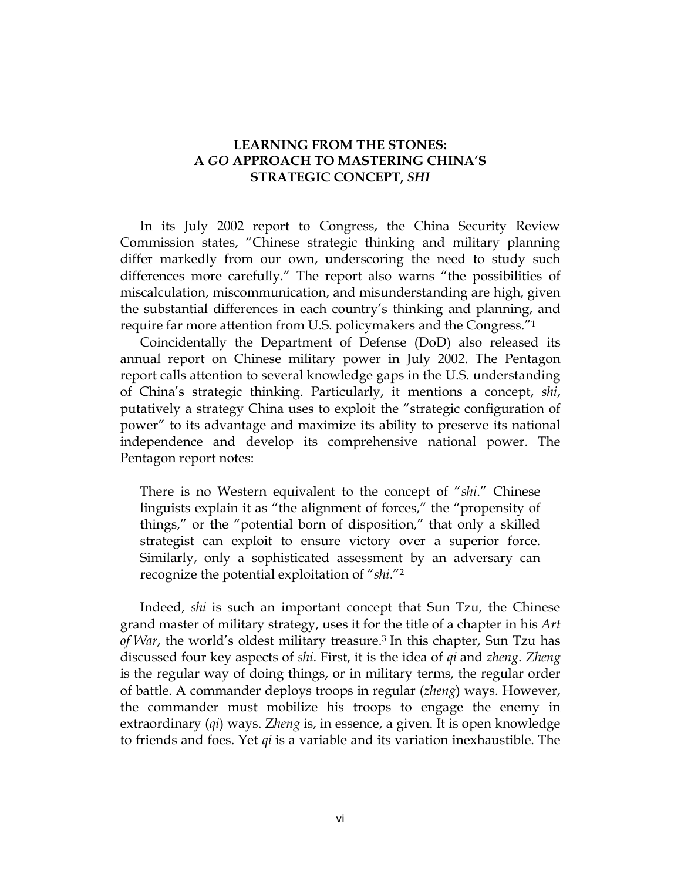# LEARNING FROM THE STONES: A *GO* APPROACH TO MASTERING CHINA'S STRATEGIC CONCEPT, *SHI*

In its July 2002 report to Congress, the China Security Review Commission states, "Chinese strategic thinking and military planning differ markedly from our own, underscoring the need to study such differences more carefully." The report also warns "the possibilities of miscalculation, miscommunication, and misunderstanding are high, given the substantial differences in each country's thinking and planning, and require far more attention from U.S. policymakers and the Congress."[1]

Coincidentally the Department of Defense (DoD) also released its annual report on Chinese military power in July 2002. The Pentagon report calls attention to several knowledge gaps in the U.S. understanding of China's strategic thinking. Particularly, it mentions a concept, *shi*, putatively a strategy China uses to exploit the "strategic configuration of power" to its advantage and maximize its ability to preserve its national independence and develop its comprehensive national power. The Pentagon report notes:

> There is no Western equivalent to the concept of "*shi*." Chinese linguists explain it as "the alignment of forces," the "propensity of things," or the "potential born of disposition," that only a skilled strategist can exploit to ensure victory over a superior force. Similarly, only a sophisticated assessment by an adversary can recognize the potential exploitation of "*shi*."[2]

Indeed, *shi* is such an important concept that Sun Tzu, the Chinese grand master of military strategy, uses it for the title of a chapter in his *Art of War*, the world's oldest military treasure.[3] In this chapter, Sun Tzu has discussed four key aspects of *shi*. First, it is the idea of *qi* and *zheng*. *Zheng* is the regular way of doing things, or in military terms, the regular order of battle. A commander deploys troops in regular (*zheng*) ways. However, the commander must mobilize his troops to engage the enemy in extraordinary (*qi*) ways. Z*heng* is, in essence, a given. It is open knowledge to friends and foes. Yet *qi* is a variable and its variation inexhaustible. The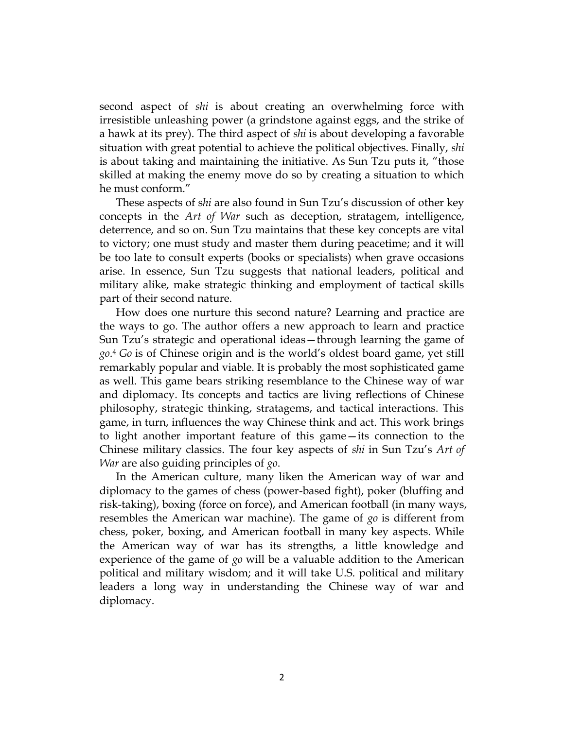second aspect of *shi* is about creating an overwhelming force with irresistible unleashing power (a grindstone against eggs, and the strike of a hawk at its prey). The third aspect of *shi* is about developing a favorable situation with great potential to achieve the political objectives. Finally, *shi* is about taking and maintaining the initiative. As Sun Tzu puts it, "those skilled at making the enemy move do so by creating a situation to which he must conform."

These aspects of s*hi* are also found in Sun Tzu's discussion of other key concepts in the *Art of War* such as deception, stratagem, intelligence, deterrence, and so on. Sun Tzu maintains that these key concepts are vital to victory; one must study and master them during peacetime; and it will be too late to consult experts (books or specialists) when grave occasions arise. In essence, Sun Tzu suggests that national leaders, political and military alike, make strategic thinking and employment of tactical skills part of their second nature.

How does one nurture this second nature? Learning and practice are the ways to go. The author offers a new approach to learn and practice Sun Tzu's strategic and operational ideas—through learning the game of *go*.[4] *Go* is of Chinese origin and is the world's oldest board game, yet still remarkably popular and viable. It is probably the most sophisticated game as well. This game bears striking resemblance to the Chinese way of war and diplomacy. Its concepts and tactics are living reflections of Chinese philosophy, strategic thinking, stratagems, and tactical interactions. This game, in turn, influences the way Chinese think and act. This work brings to light another important feature of this game—its connection to the Chinese military classics. The four key aspects of *shi* in Sun Tzu's *Art of War* are also guiding principles of *go*.

In the American culture, many liken the American way of war and diplomacy to the games of chess (power-based fight), poker (bluffing and risk-taking), boxing (force on force), and American football (in many ways, resembles the American war machine). The game of *go* is different from chess, poker, boxing, and American football in many key aspects. While the American way of war has its strengths, a little knowledge and experience of the game of *go* will be a valuable addition to the American political and military wisdom; and it will take U.S. political and military leaders a long way in understanding the Chinese way of war and diplomacy.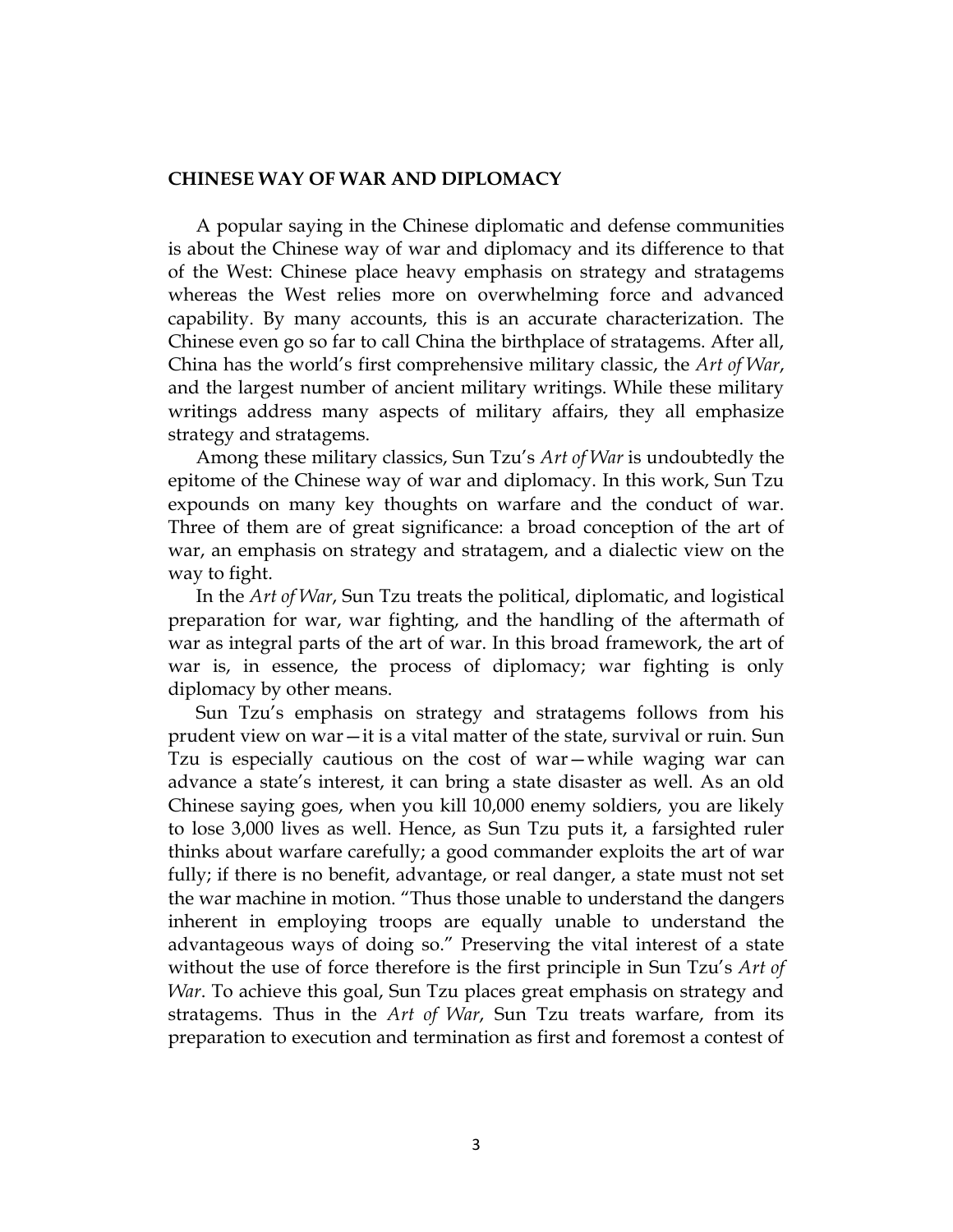**CHINESE WAY OF WAR AND DIPLOMACY**

A popular saying in the Chinese diplomatic and defense communities is about the Chinese way of war and diplomacy and its difference to that of the West: Chinese place heavy emphasis on strategy and stratagems whereas the West relies more on overwhelming force and advanced capability. By many accounts, this is an accurate characterization. The Chinese even go so far to call China the birthplace of stratagems. After all, China has the world's first comprehensive military classic, the *Art of War*, and the largest number of ancient military writings. While these military writings address many aspects of military affairs, they all emphasize strategy and stratagems.

Among these military classics, Sun Tzu's *Art of War* is undoubtedly the epitome of the Chinese way of war and diplomacy. In this work, Sun Tzu expounds on many key thoughts on warfare and the conduct of war. Three of them are of great significance: a broad conception of the art of war, an emphasis on strategy and stratagem, and a dialectic view on the way to fight.

In the *Art of War*, Sun Tzu treats the political, diplomatic, and logistical preparation for war, war fighting, and the handling of the aftermath of war as integral parts of the art of war. In this broad framework, the art of war is, in essence, the process of diplomacy; war fighting is only diplomacy by other means.

Sun Tzu's emphasis on strategy and stratagems follows from his prudent view on war—it is a vital matter of the state, survival or ruin. Sun Tzu is especially cautious on the cost of war—while waging war can advance a state's interest, it can bring a state disaster as well. As an old Chinese saying goes, when you kill 10,000 enemy soldiers, you are likely to lose 3,000 lives as well. Hence, as Sun Tzu puts it, a farsighted ruler thinks about warfare carefully; a good commander exploits the art of war fully; if there is no benefit, advantage, or real danger, a state must not set the war machine in motion. "Thus those unable to understand the dangers inherent in employing troops are equally unable to understand the advantageous ways of doing so." Preserving the vital interest of a state without the use of force therefore is the first principle in Sun Tzu's *Art of War*. To achieve this goal, Sun Tzu places great emphasis on strategy and stratagems. Thus in the *Art of War*, Sun Tzu treats warfare, from its preparation to execution and termination as first and foremost a contest of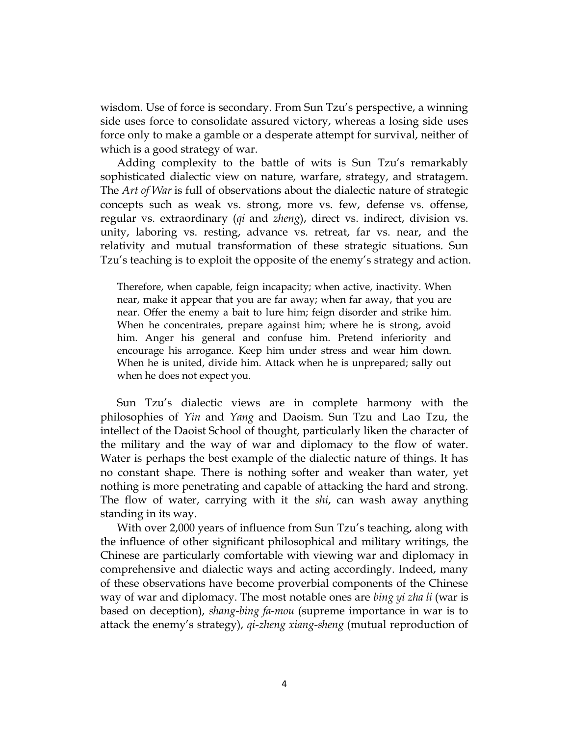wisdom. Use of force is secondary. From Sun Tzu's perspective, a winning side uses force to consolidate assured victory, whereas a losing side uses force only to make a gamble or a desperate attempt for survival, neither of which is a good strategy of war.

Adding complexity to the battle of wits is Sun Tzu's remarkably sophisticated dialectic view on nature, warfare, strategy, and stratagem. The *Art of War* is full of observations about the dialectic nature of strategic concepts such as weak vs. strong, more vs. few, defense vs. offense, regular vs. extraordinary (*qi* and *zheng*), direct vs. indirect, division vs. unity, laboring vs. resting, advance vs. retreat, far vs. near, and the relativity and mutual transformation of these strategic situations. Sun Tzu's teaching is to exploit the opposite of the enemy's strategy and action.

> Therefore, when capable, feign incapacity; when active, inactivity. When near, make it appear that you are far away; when far away, that you are near. Offer the enemy a bait to lure him; feign disorder and strike him. When he concentrates, prepare against him; where he is strong, avoid him. Anger his general and confuse him. Pretend inferiority and encourage his arrogance. Keep him under stress and wear him down. When he is united, divide him. Attack when he is unprepared; sally out when he does not expect you.

Sun Tzu's dialectic views are in complete harmony with the philosophies of *Yin* and *Yang* and Daoism. Sun Tzu and Lao Tzu, the intellect of the Daoist School of thought, particularly liken the character of the military and the way of war and diplomacy to the flow of water. Water is perhaps the best example of the dialectic nature of things. It has no constant shape. There is nothing softer and weaker than water, yet nothing is more penetrating and capable of attacking the hard and strong. The flow of water, carrying with it the *shi*, can wash away anything standing in its way.

With over 2,000 years of influence from Sun Tzu's teaching, along with the influence of other significant philosophical and military writings, the Chinese are particularly comfortable with viewing war and diplomacy in comprehensive and dialectic ways and acting accordingly. Indeed, many of these observations have become proverbial components of the Chinese way of war and diplomacy. The most notable ones are *bing yi zha li* (war is based on deception), *shang-bing fa-mou* (supreme importance in war is to attack the enemy's strategy), *qi-zheng xiang-sheng* (mutual reproduction of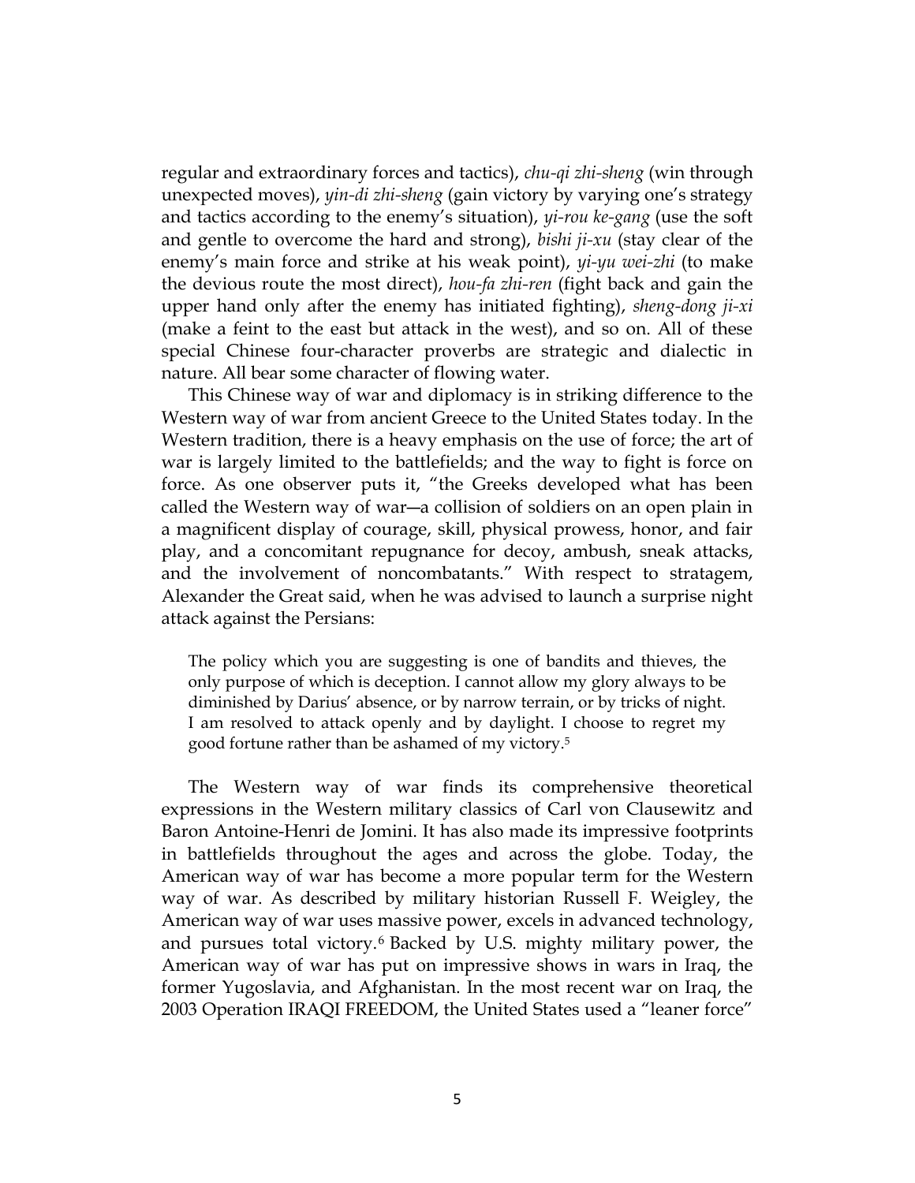regular and extraordinary forces and tactics), *chu-qi zhi-sheng* (win through unexpected moves), *yin-di zhi-sheng* (gain victory by varying one's strategy and tactics according to the enemy's situation), *yi-rou ke-gang* (use the soft and gentle to overcome the hard and strong), *bishi ji-xu* (stay clear of the enemy's main force and strike at his weak point), *yi-yu wei-zhi* (to make the devious route the most direct), *hou-fa zhi-ren* (fight back and gain the upper hand only after the enemy has initiated fighting), *sheng-dong ji-xi* (make a feint to the east but attack in the west), and so on. All of these special Chinese four-character proverbs are strategic and dialectic in nature. All bear some character of flowing water.

This Chinese way of war and diplomacy is in striking difference to the Western way of war from ancient Greece to the United States today. In the Western tradition, there is a heavy emphasis on the use of force; the art of war is largely limited to the battlefields; and the way to fight is force on force. As one observer puts it, "the Greeks developed what has been called the Western way of war—a collision of soldiers on an open plain in a magnificent display of courage, skill, physical prowess, honor, and fair play, and a concomitant repugnance for decoy, ambush, sneak attacks, and the involvement of noncombatants." With respect to stratagem, Alexander the Great said, when he was advised to launch a surprise night attack against the Persians:

> The policy which you are suggesting is one of bandits and thieves, the only purpose of which is deception. I cannot allow my glory always to be diminished by Darius' absence, or by narrow terrain, or by tricks of night. I am resolved to attack openly and by daylight. I choose to regret my good fortune rather than be ashamed of my victory.[5]

The Western way of war finds its comprehensive theoretical expressions in the Western military classics of Carl von Clausewitz and Baron Antoine-Henri de Jomini. It has also made its impressive footprints in battlefields throughout the ages and across the globe. Today, the American way of war has become a more popular term for the Western way of war. As described by military historian Russell F. Weigley, the American way of war uses massive power, excels in advanced technology, and pursues total victory.[6] Backed by U.S. mighty military power, the American way of war has put on impressive shows in wars in Iraq, the former Yugoslavia, and Afghanistan. In the most recent war on Iraq, the 2003 Operation IRAQI FREEDOM, the United States used a "leaner force"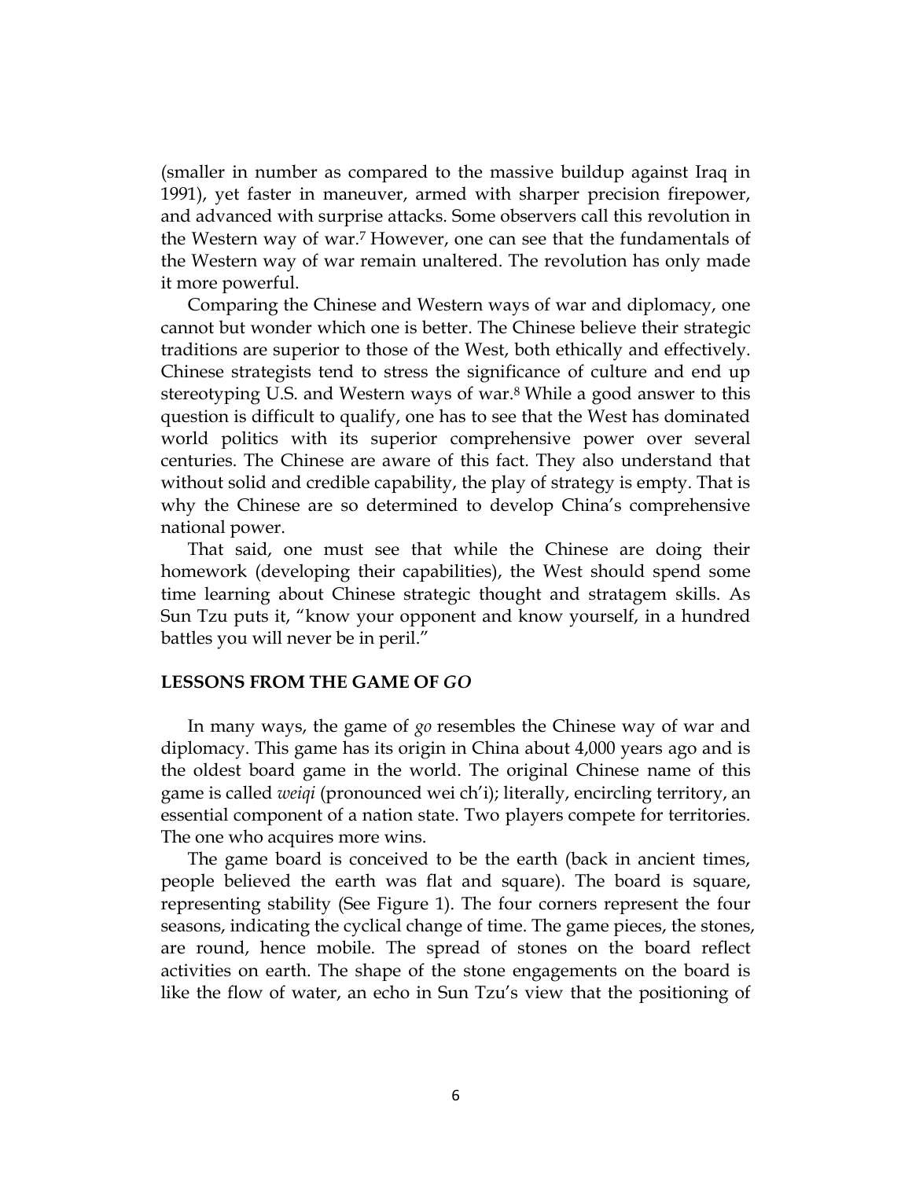(smaller in number as compared to the massive buildup against Iraq in 1991), yet faster in maneuver, armed with sharper precision firepower, and advanced with surprise attacks. Some observers call this revolution in the Western way of war.[7] However, one can see that the fundamentals of the Western way of war remain unaltered. The revolution has only made it more powerful.

Comparing the Chinese and Western ways of war and diplomacy, one cannot but wonder which one is better. The Chinese believe their strategic traditions are superior to those of the West, both ethically and effectively. Chinese strategists tend to stress the significance of culture and end up stereotyping U.S. and Western ways of war.[8] While a good answer to this question is difficult to qualify, one has to see that the West has dominated world politics with its superior comprehensive power over several centuries. The Chinese are aware of this fact. They also understand that without solid and credible capability, the play of strategy is empty. That is why the Chinese are so determined to develop China's comprehensive national power.

That said, one must see that while the Chinese are doing their homework (developing their capabilities), the West should spend some time learning about Chinese strategic thought and stratagem skills. As Sun Tzu puts it, "know your opponent and know yourself, in a hundred battles you will never be in peril."

## LESSONS FROM THE GAME OF *GO*

In many ways, the game of *go* resembles the Chinese way of war and diplomacy. This game has its origin in China about 4,000 years ago and is the oldest board game in the world. The original Chinese name of this game is called *weiqi* (pronounced wei ch'i); literally, encircling territory, an essential component of a nation state. Two players compete for territories. The one who acquires more wins.

The game board is conceived to be the earth (back in ancient times, people believed the earth was flat and square). The board is square, representing stability (See Figure 1). The four corners represent the four seasons, indicating the cyclical change of time. The game pieces, the stones, are round, hence mobile. The spread of stones on the board reflect activities on earth. The shape of the stone engagements on the board is like the flow of water, an echo in Sun Tzu's view that the positioning of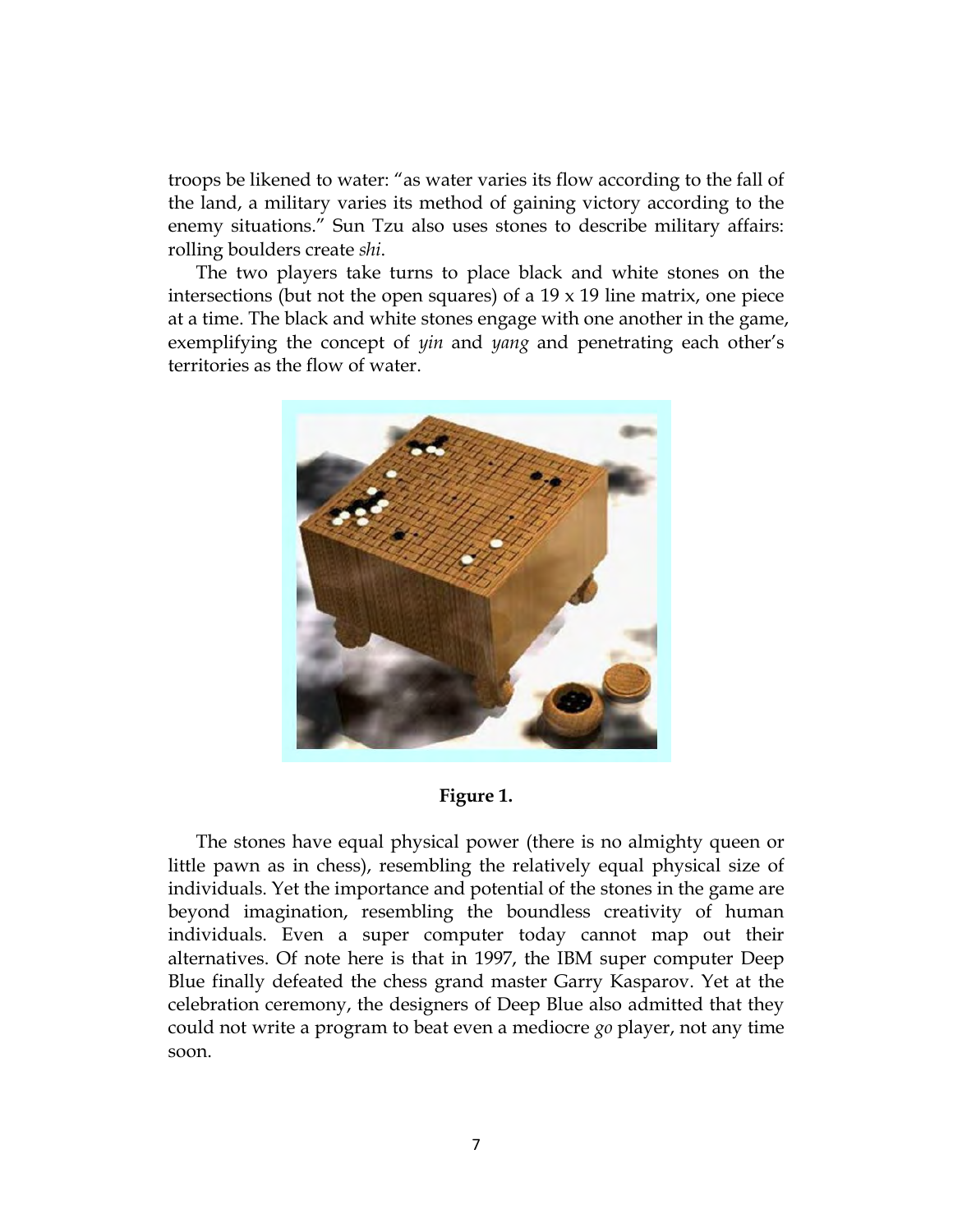troops be likened to water: "as water varies its flow according to the fall of the land, a military varies its method of gaining victory according to the enemy situations." Sun Tzu also uses stones to describe military affairs: rolling boulders create *shi*.

The two players take turns to place black and white stones on the intersections (but not the open squares) of a 19 x 19 line matrix, one piece at a time. The black and white stones engage with one another in the game, exemplifying the concept of *yin* and *yang* and penetrating each other's territories as the flow of water.

**Figure 1.**

The stones have equal physical power (there is no almighty queen or little pawn as in chess), resembling the relatively equal physical size of individuals. Yet the importance and potential of the stones in the game are beyond imagination, resembling the boundless creativity of human individuals. Even a super computer today cannot map out their alternatives. Of note here is that in 1997, the IBM super computer Deep Blue finally defeated the chess grand master Garry Kasparov. Yet at the celebration ceremony, the designers of Deep Blue also admitted that they could not write a program to beat even a mediocre *go* player, not any time soon.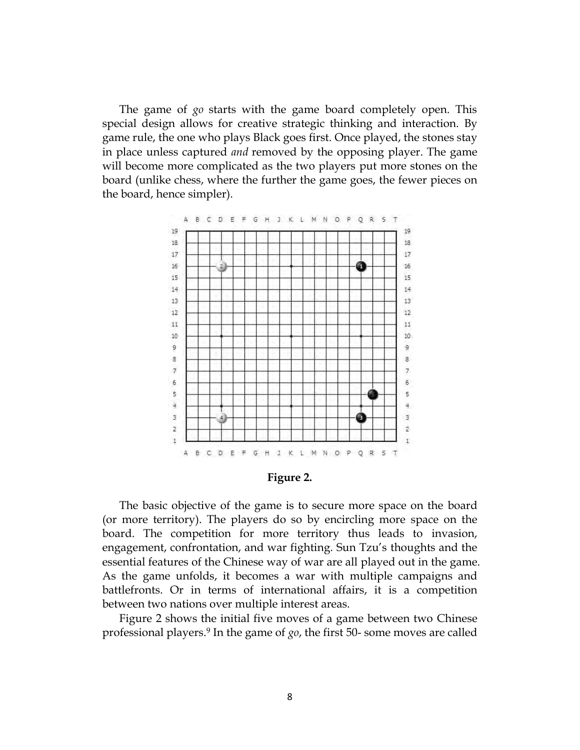The game of *go* starts with the game board completely open. This special design allows for creative strategic thinking and interaction. By game rule, the one who plays Black goes first. Once played, the stones stay in place unless captured *and* removed by the opposing player. The game will become more complicated as the two players put more stones on the board (unlike chess, where the further the game goes, the fewer pieces on the board, hence simpler).

**Figure 2.**

The basic objective of the game is to secure more space on the board (or more territory). The players do so by encircling more space on the board. The competition for more territory thus leads to invasion, engagement, confrontation, and war fighting. Sun Tzu's thoughts and the essential features of the Chinese way of war are all played out in the game. As the game unfolds, it becomes a war with multiple campaigns and battlefronts. Or in terms of international affairs, it is a competition between two nations over multiple interest areas.

Figure 2 shows the initial five moves of a game between two Chinese professional players.[9] In the game of *go*, the first 50- some moves are called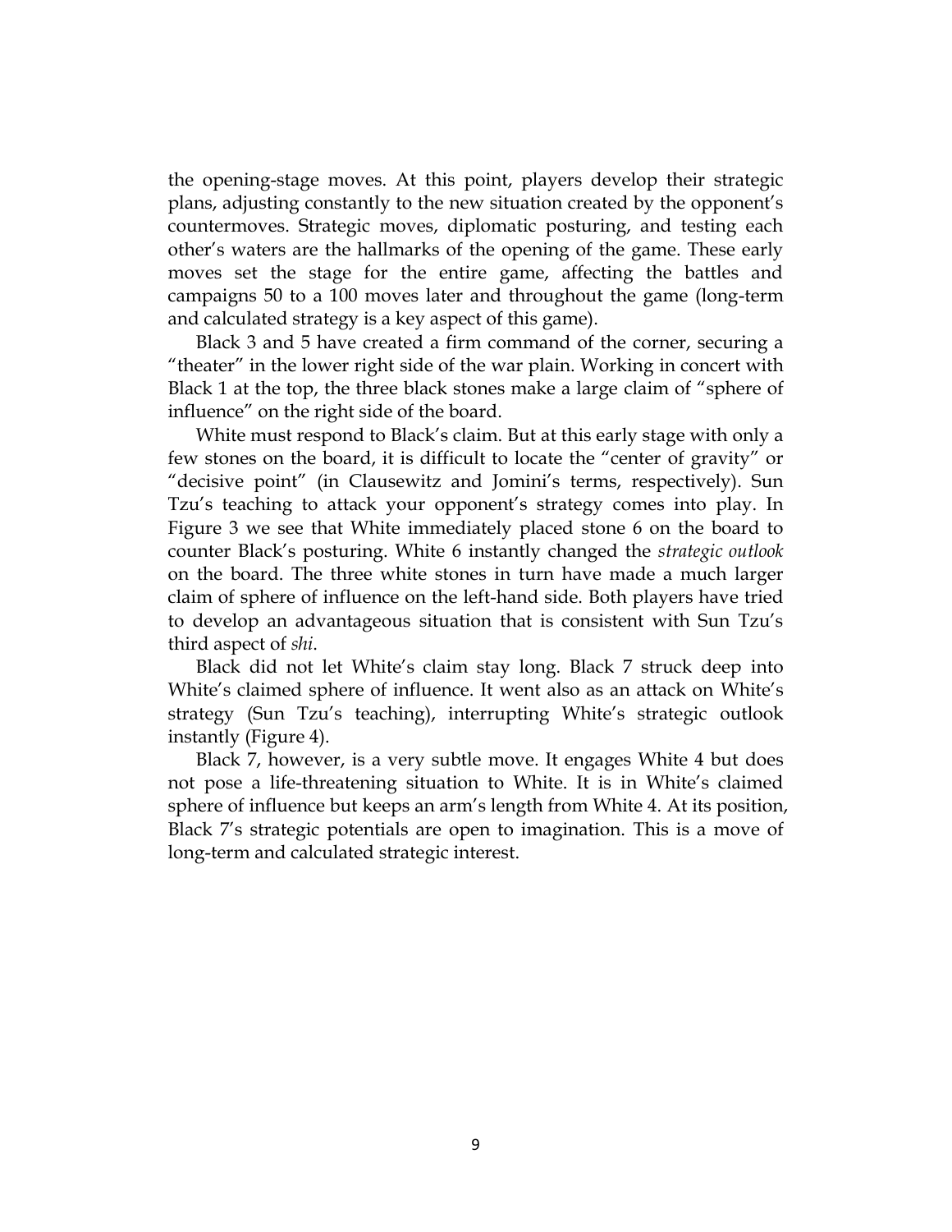the opening-stage moves. At this point, players develop their strategic plans, adjusting constantly to the new situation created by the opponent's countermoves. Strategic moves, diplomatic posturing, and testing each other's waters are the hallmarks of the opening of the game. These early moves set the stage for the entire game, affecting the battles and campaigns 50 to a 100 moves later and throughout the game (long-term and calculated strategy is a key aspect of this game).

Black 3 and 5 have created a firm command of the corner, securing a "theater" in the lower right side of the war plain. Working in concert with Black 1 at the top, the three black stones make a large claim of "sphere of influence" on the right side of the board.

White must respond to Black's claim. But at this early stage with only a few stones on the board, it is difficult to locate the "center of gravity" or "decisive point" (in Clausewitz and Jomini's terms, respectively). Sun Tzu's teaching to attack your opponent's strategy comes into play. In Figure 3 we see that White immediately placed stone 6 on the board to counter Black's posturing. White 6 instantly changed the *strategic outlook* on the board. The three white stones in turn have made a much larger claim of sphere of influence on the left-hand side. Both players have tried to develop an advantageous situation that is consistent with Sun Tzu's third aspect of *shi*.

Black did not let White's claim stay long. Black 7 struck deep into White's claimed sphere of influence. It went also as an attack on White's strategy (Sun Tzu's teaching), interrupting White's strategic outlook instantly (Figure 4).

Black 7, however, is a very subtle move. It engages White 4 but does not pose a life-threatening situation to White. It is in White's claimed sphere of influence but keeps an arm's length from White 4. At its position, Black 7's strategic potentials are open to imagination. This is a move of long-term and calculated strategic interest.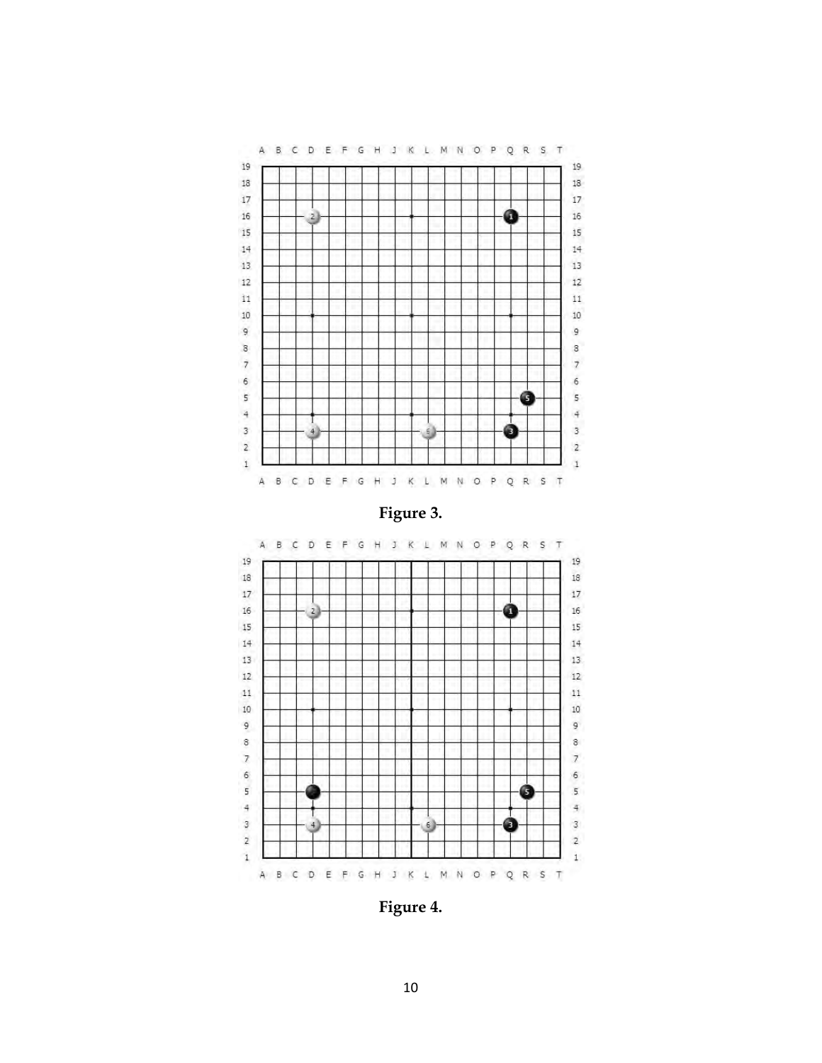Figure 3.

Figure 4.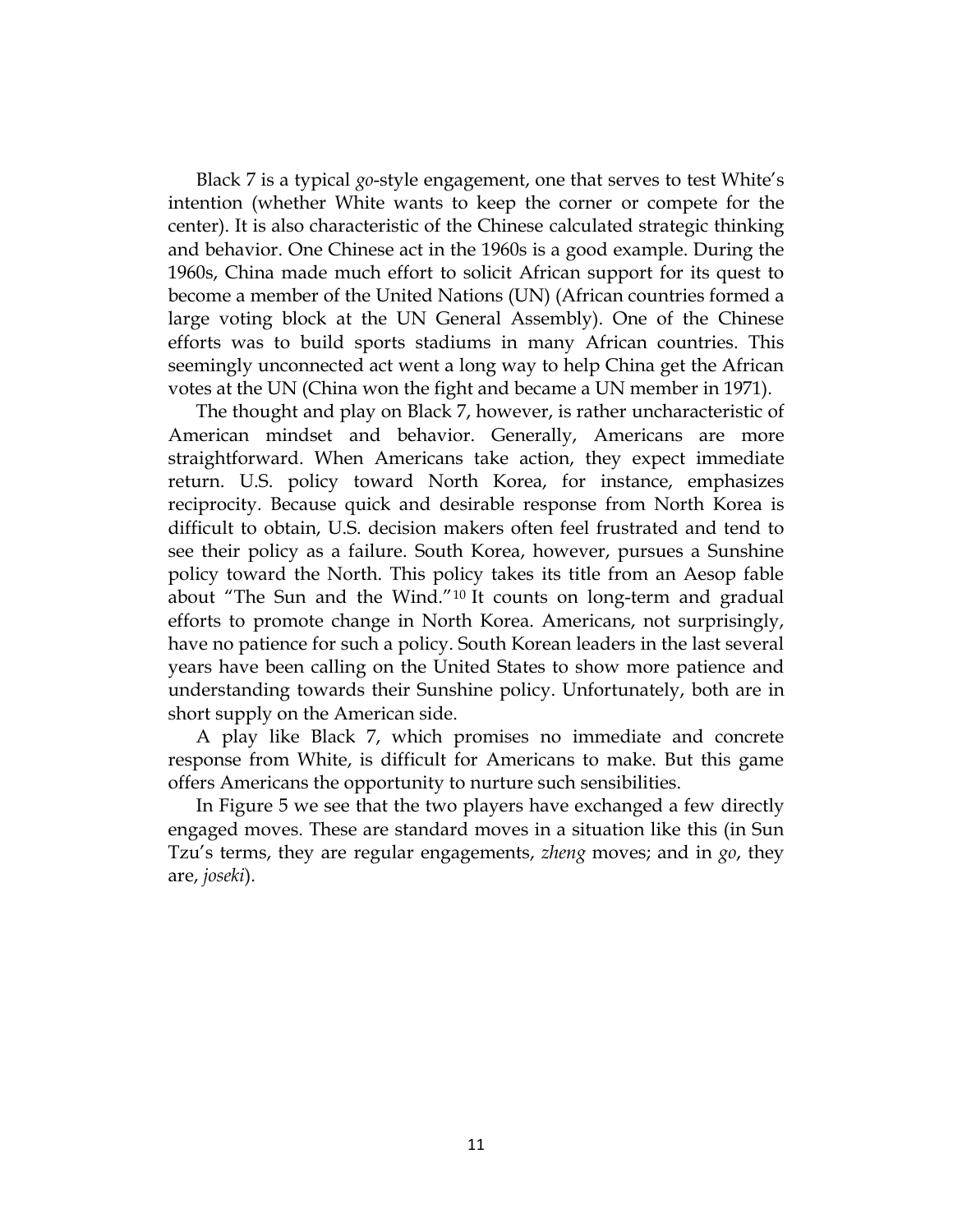Black 7 is a typical *go*-style engagement, one that serves to test White's intention (whether White wants to keep the corner or compete for the center). It is also characteristic of the Chinese calculated strategic thinking and behavior. One Chinese act in the 1960s is a good example. During the 1960s, China made much effort to solicit African support for its quest to become a member of the United Nations (UN) (African countries formed a large voting block at the UN General Assembly). One of the Chinese efforts was to build sports stadiums in many African countries. This seemingly unconnected act went a long way to help China get the African votes at the UN (China won the fight and became a UN member in 1971).

The thought and play on Black 7, however, is rather uncharacteristic of American mindset and behavior. Generally, Americans are more straightforward. When Americans take action, they expect immediate return. U.S. policy toward North Korea, for instance, emphasizes reciprocity. Because quick and desirable response from North Korea is difficult to obtain, U.S. decision makers often feel frustrated and tend to see their policy as a failure. South Korea, however, pursues a Sunshine policy toward the North. This policy takes its title from an Aesop fable about "The Sun and the Wind."[10] It counts on long-term and gradual efforts to promote change in North Korea. Americans, not surprisingly, have no patience for such a policy. South Korean leaders in the last several years have been calling on the United States to show more patience and understanding towards their Sunshine policy. Unfortunately, both are in short supply on the American side.

A play like Black 7, which promises no immediate and concrete response from White, is difficult for Americans to make. But this game offers Americans the opportunity to nurture such sensibilities.

In Figure 5 we see that the two players have exchanged a few directly engaged moves. These are standard moves in a situation like this (in Sun Tzu's terms, they are regular engagements, *zheng* moves; and in *go*, they are, *joseki*).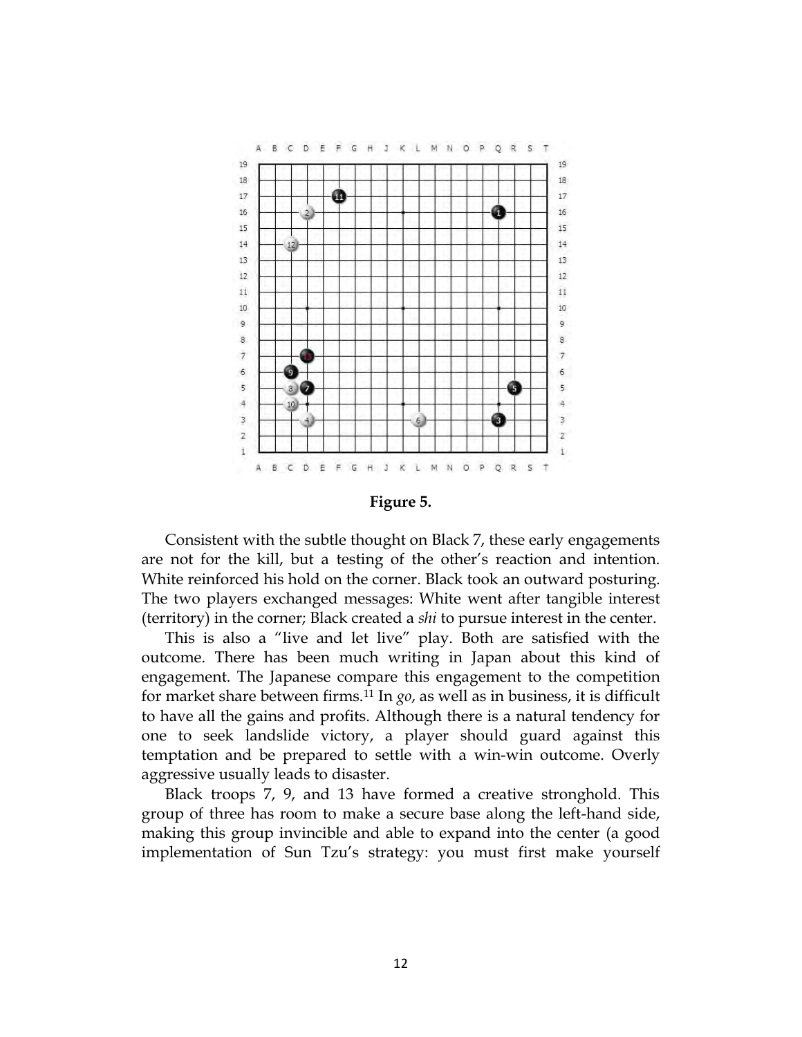**Figure 5.**

Consistent with the subtle thought on Black 7, these early engagements are not for the kill, but a testing of the other's reaction and intention. White reinforced his hold on the corner. Black took an outward posturing. The two players exchanged messages: White went after tangible interest (territory) in the corner; Black created a *shi* to pursue interest in the center.

This is also a "live and let live" play. Both are satisfied with the outcome. There has been much writing in Japan about this kind of engagement. The Japanese compare this engagement to the competition for market share between firms.[11] In *go*, as well as in business, it is difficult to have all the gains and profits. Although there is a natural tendency for one to seek landslide victory, a player should guard against this temptation and be prepared to settle with a win-win outcome. Overly aggressive usually leads to disaster.

Black troops 7, 9, and 13 have formed a creative stronghold. This group of three has room to make a secure base along the left-hand side, making this group invincible and able to expand into the center (a good implementation of Sun Tzu's strategy: you must first make yourself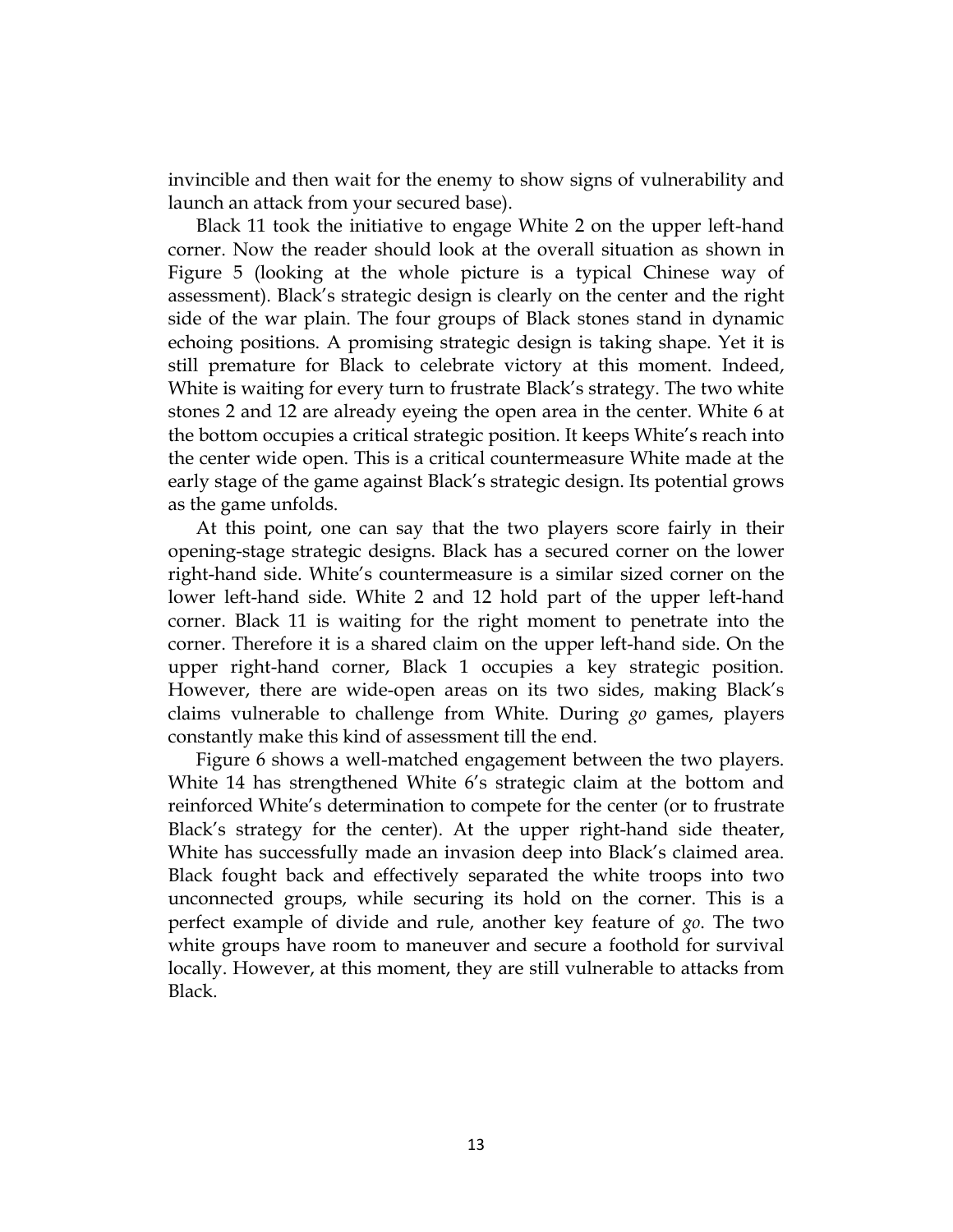invincible and then wait for the enemy to show signs of vulnerability and launch an attack from your secured base).

Black 11 took the initiative to engage White 2 on the upper left-hand corner. Now the reader should look at the overall situation as shown in Figure 5 (looking at the whole picture is a typical Chinese way of assessment). Black's strategic design is clearly on the center and the right side of the war plain. The four groups of Black stones stand in dynamic echoing positions. A promising strategic design is taking shape. Yet it is still premature for Black to celebrate victory at this moment. Indeed, White is waiting for every turn to frustrate Black's strategy. The two white stones 2 and 12 are already eyeing the open area in the center. White 6 at the bottom occupies a critical strategic position. It keeps White's reach into the center wide open. This is a critical countermeasure White made at the early stage of the game against Black's strategic design. Its potential grows as the game unfolds.

At this point, one can say that the two players score fairly in their opening-stage strategic designs. Black has a secured corner on the lower right-hand side. White's countermeasure is a similar sized corner on the lower left-hand side. White 2 and 12 hold part of the upper left-hand corner. Black 11 is waiting for the right moment to penetrate into the corner. Therefore it is a shared claim on the upper left-hand side. On the upper right-hand corner, Black 1 occupies a key strategic position. However, there are wide-open areas on its two sides, making Black's claims vulnerable to challenge from White. During *go* games, players constantly make this kind of assessment till the end.

Figure 6 shows a well-matched engagement between the two players. White 14 has strengthened White 6's strategic claim at the bottom and reinforced White's determination to compete for the center (or to frustrate Black's strategy for the center). At the upper right-hand side theater, White has successfully made an invasion deep into Black's claimed area. Black fought back and effectively separated the white troops into two unconnected groups, while securing its hold on the corner. This is a perfect example of divide and rule, another key feature of *go*. The two white groups have room to maneuver and secure a foothold for survival locally. However, at this moment, they are still vulnerable to attacks from Black.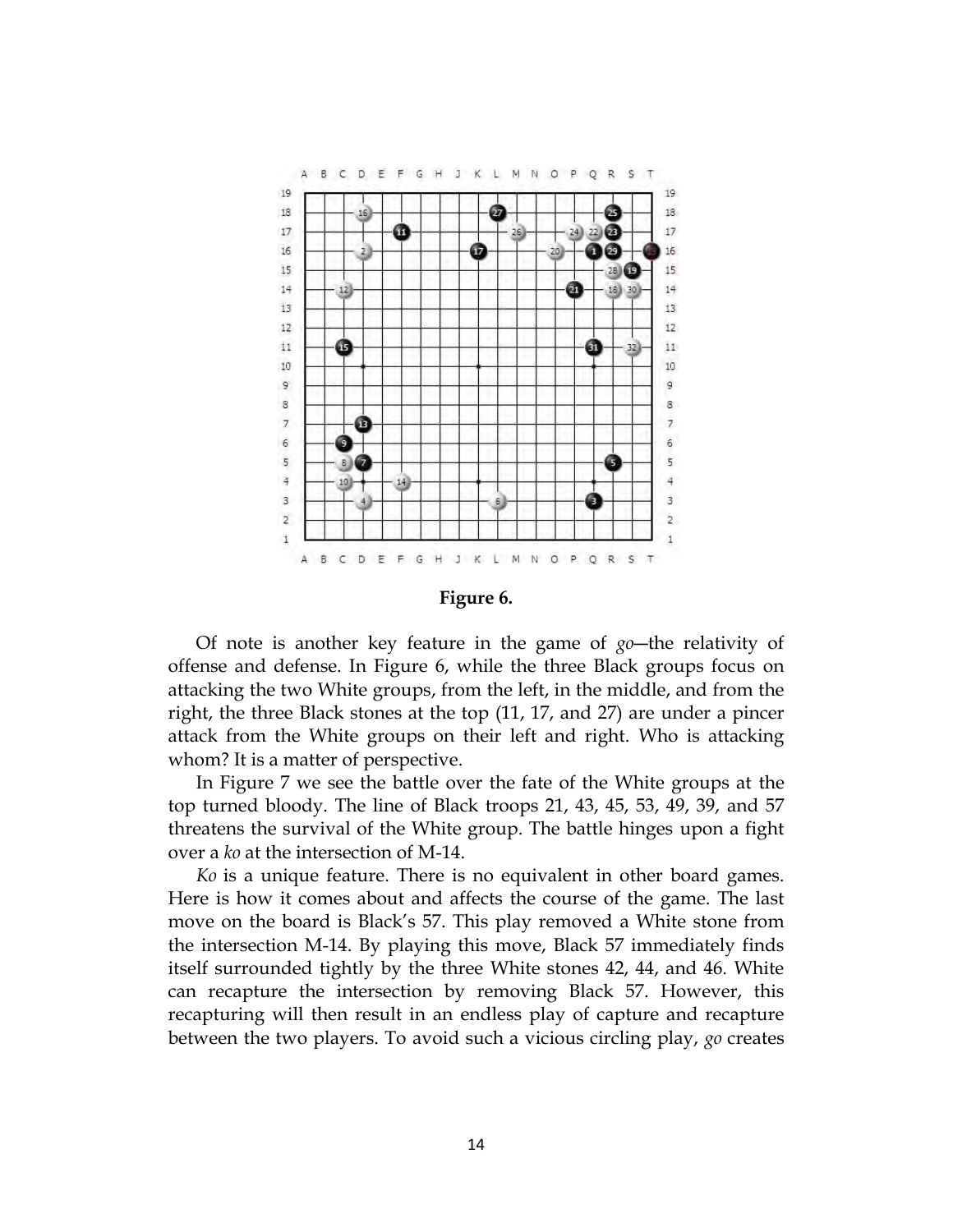**Figure 6.**

Of note is another key feature in the game of *go*—the relativity of offense and defense. In Figure 6, while the three Black groups focus on attacking the two White groups, from the left, in the middle, and from the right, the three Black stones at the top (11, 17, and 27) are under a pincer attack from the White groups on their left and right. Who is attacking whom? It is a matter of perspective.

In Figure 7 we see the battle over the fate of the White groups at the top turned bloody. The line of Black troops 21, 43, 45, 53, 49, 39, and 57 threatens the survival of the White group. The battle hinges upon a fight over a *ko* at the intersection of M-14.

*Ko* is a unique feature. There is no equivalent in other board games. Here is how it comes about and affects the course of the game. The last move on the board is Black's 57. This play removed a White stone from the intersection M-14. By playing this move, Black 57 immediately finds itself surrounded tightly by the three White stones 42, 44, and 46. White can recapture the intersection by removing Black 57. However, this recapturing will then result in an endless play of capture and recapture between the two players. To avoid such a vicious circling play, *go* creates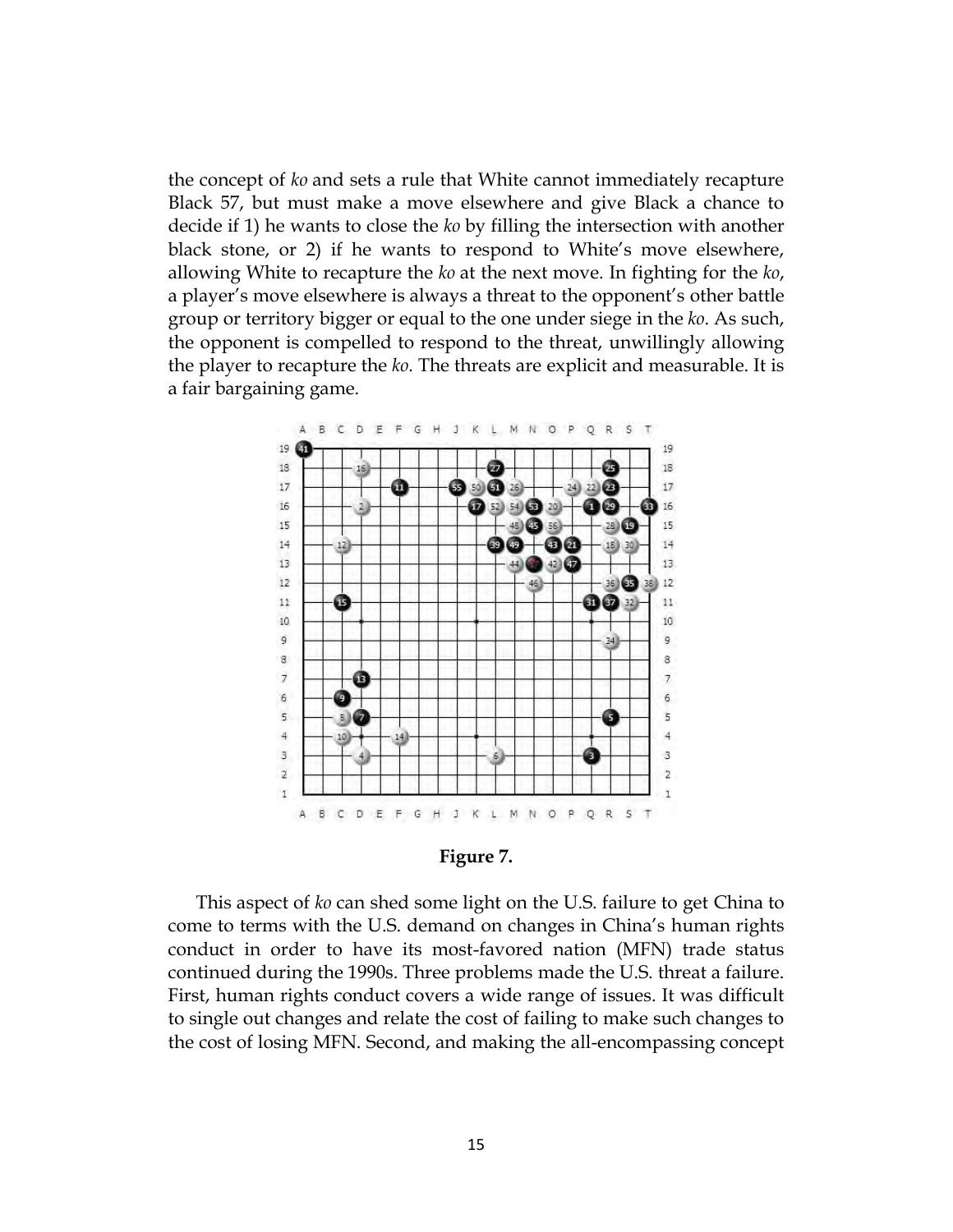the concept of *ko* and sets a rule that White cannot immediately recapture Black 57, but must make a move elsewhere and give Black a chance to decide if 1) he wants to close the *ko* by filling the intersection with another black stone, or 2) if he wants to respond to White's move elsewhere, allowing White to recapture the *ko* at the next move. In fighting for the *ko*, a player's move elsewhere is always a threat to the opponent's other battle group or territory bigger or equal to the one under siege in the *ko*. As such, the opponent is compelled to respond to the threat, unwillingly allowing the player to recapture the *ko*. The threats are explicit and measurable. It is a fair bargaining game.

**Figure 7.**

This aspect of *ko* can shed some light on the U.S. failure to get China to come to terms with the U.S. demand on changes in China's human rights conduct in order to have its most-favored nation (MFN) trade status continued during the 1990s. Three problems made the U.S. threat a failure. First, human rights conduct covers a wide range of issues. It was difficult to single out changes and relate the cost of failing to make such changes to the cost of losing MFN. Second, and making the all-encompassing concept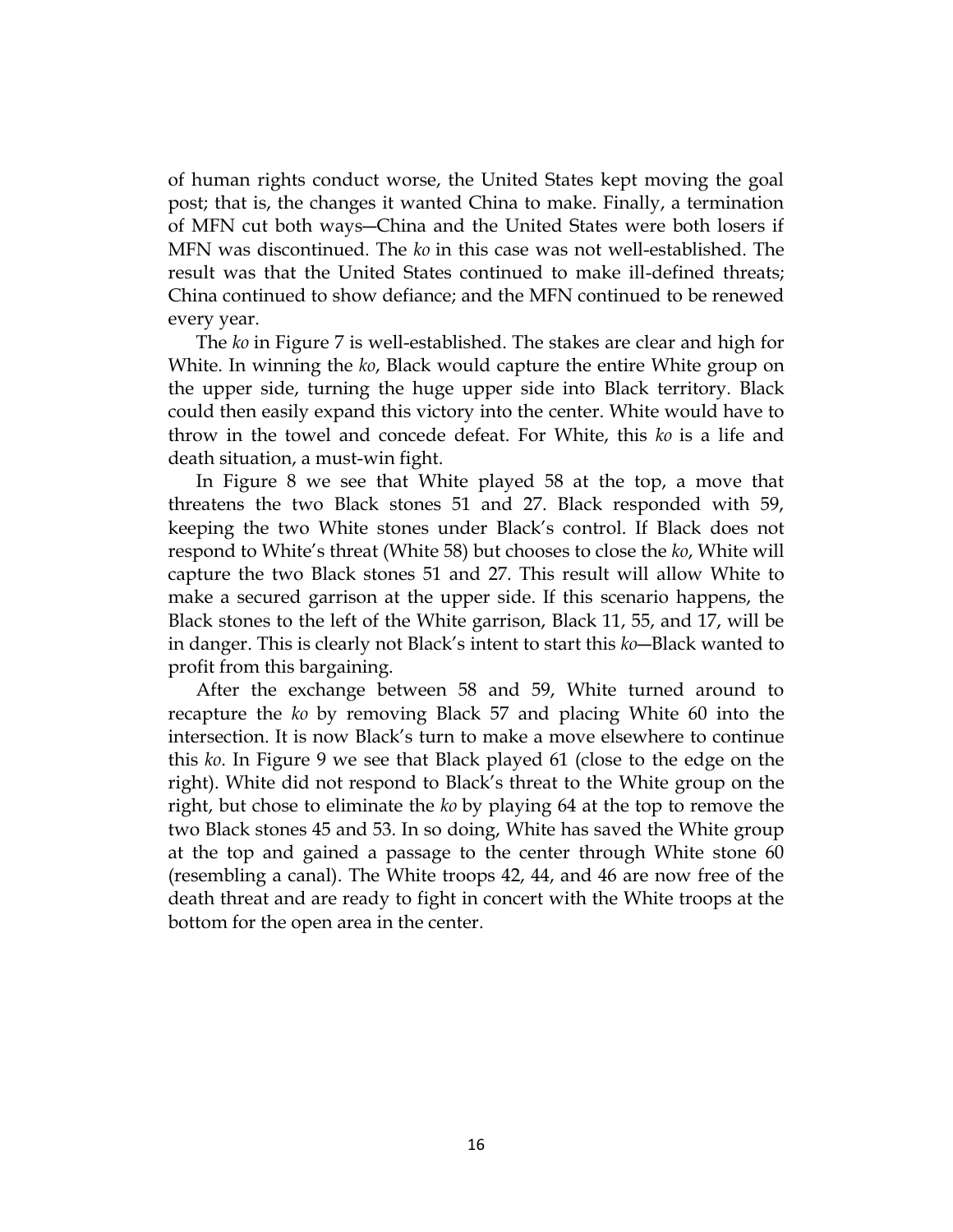of human rights conduct worse, the United States kept moving the goal post; that is, the changes it wanted China to make. Finally, a termination of MFN cut both ways—China and the United States were both losers if MFN was discontinued. The *ko* in this case was not well-established. The result was that the United States continued to make ill-defined threats; China continued to show defiance; and the MFN continued to be renewed every year.

The *ko* in Figure 7 is well-established. The stakes are clear and high for White. In winning the *ko*, Black would capture the entire White group on the upper side, turning the huge upper side into Black territory. Black could then easily expand this victory into the center. White would have to throw in the towel and concede defeat. For White, this *ko* is a life and death situation, a must-win fight.

In Figure 8 we see that White played 58 at the top, a move that threatens the two Black stones 51 and 27. Black responded with 59, keeping the two White stones under Black's control. If Black does not respond to White's threat (White 58) but chooses to close the *ko*, White will capture the two Black stones 51 and 27. This result will allow White to make a secured garrison at the upper side. If this scenario happens, the Black stones to the left of the White garrison, Black 11, 55, and 17, will be in danger. This is clearly not Black's intent to start this *ko*—Black wanted to profit from this bargaining.

After the exchange between 58 and 59, White turned around to recapture the *ko* by removing Black 57 and placing White 60 into the intersection. It is now Black's turn to make a move elsewhere to continue this *ko*. In Figure 9 we see that Black played 61 (close to the edge on the right). White did not respond to Black's threat to the White group on the right, but chose to eliminate the *ko* by playing 64 at the top to remove the two Black stones 45 and 53. In so doing, White has saved the White group at the top and gained a passage to the center through White stone 60 (resembling a canal). The White troops 42, 44, and 46 are now free of the death threat and are ready to fight in concert with the White troops at the bottom for the open area in the center.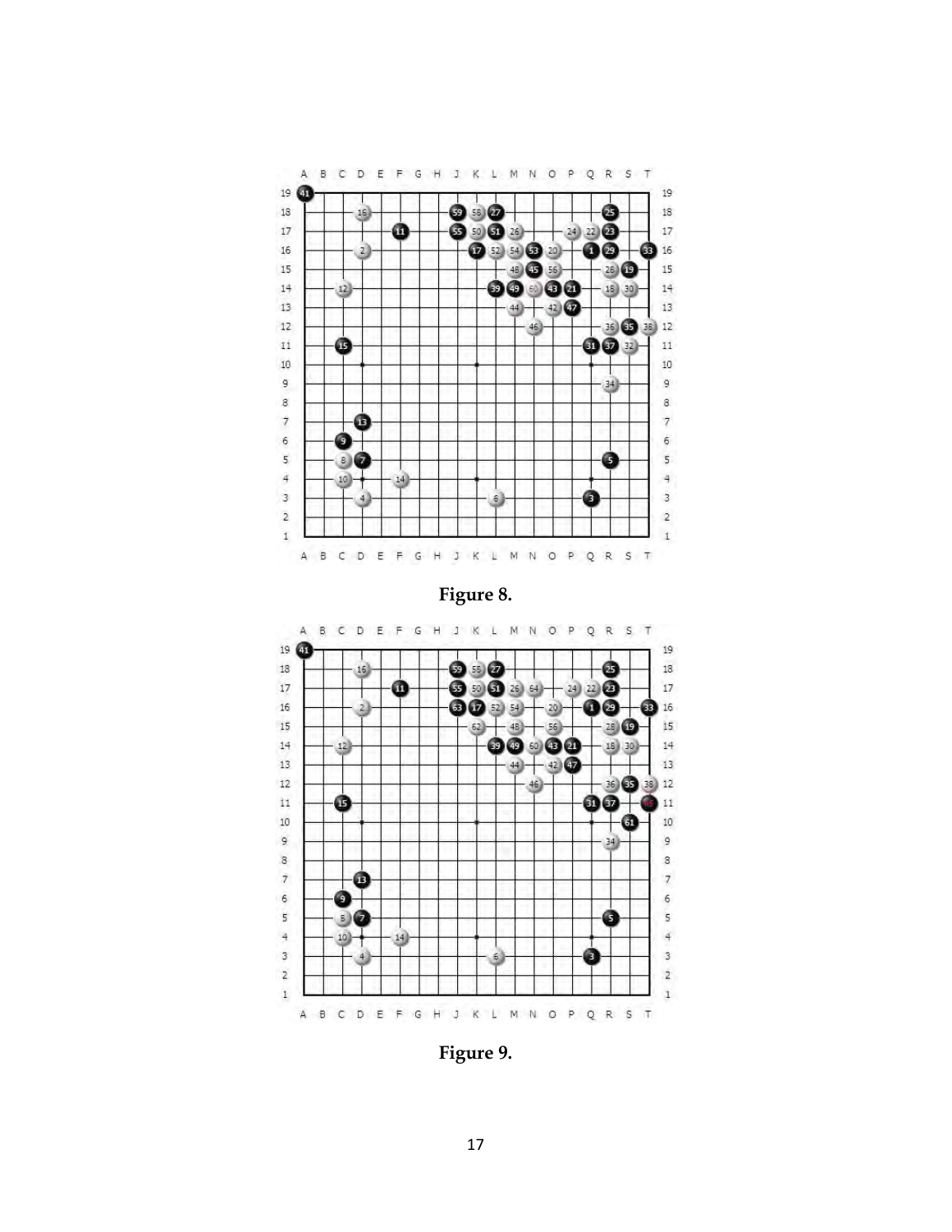Figure 8.

Figure 9.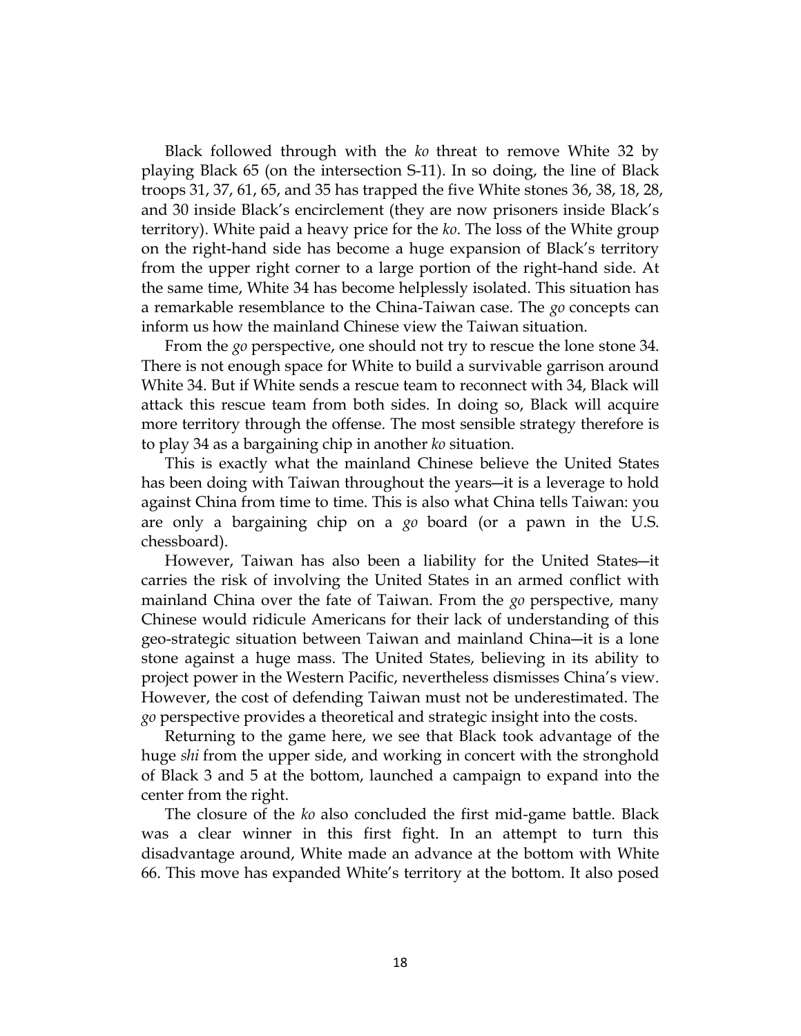Black followed through with the *ko* threat to remove White 32 by playing Black 65 (on the intersection S-11). In so doing, the line of Black troops 31, 37, 61, 65, and 35 has trapped the five White stones 36, 38, 18, 28, and 30 inside Black's encirclement (they are now prisoners inside Black's territory). White paid a heavy price for the *ko*. The loss of the White group on the right-hand side has become a huge expansion of Black's territory from the upper right corner to a large portion of the right-hand side. At the same time, White 34 has become helplessly isolated. This situation has a remarkable resemblance to the China-Taiwan case. The *go* concepts can inform us how the mainland Chinese view the Taiwan situation.

From the *go* perspective, one should not try to rescue the lone stone 34. There is not enough space for White to build a survivable garrison around White 34. But if White sends a rescue team to reconnect with 34, Black will attack this rescue team from both sides. In doing so, Black will acquire more territory through the offense. The most sensible strategy therefore is to play 34 as a bargaining chip in another *ko* situation.

This is exactly what the mainland Chinese believe the United States has been doing with Taiwan throughout the years—it is a leverage to hold against China from time to time. This is also what China tells Taiwan: you are only a bargaining chip on a *go* board (or a pawn in the U.S. chessboard).

However, Taiwan has also been a liability for the United States—it carries the risk of involving the United States in an armed conflict with mainland China over the fate of Taiwan. From the *go* perspective, many Chinese would ridicule Americans for their lack of understanding of this geo-strategic situation between Taiwan and mainland China—it is a lone stone against a huge mass. The United States, believing in its ability to project power in the Western Pacific, nevertheless dismisses China's view. However, the cost of defending Taiwan must not be underestimated. The *go* perspective provides a theoretical and strategic insight into the costs.

Returning to the game here, we see that Black took advantage of the huge *shi* from the upper side, and working in concert with the stronghold of Black 3 and 5 at the bottom, launched a campaign to expand into the center from the right.

The closure of the *ko* also concluded the first mid-game battle. Black was a clear winner in this first fight. In an attempt to turn this disadvantage around, White made an advance at the bottom with White 66. This move has expanded White's territory at the bottom. It also posed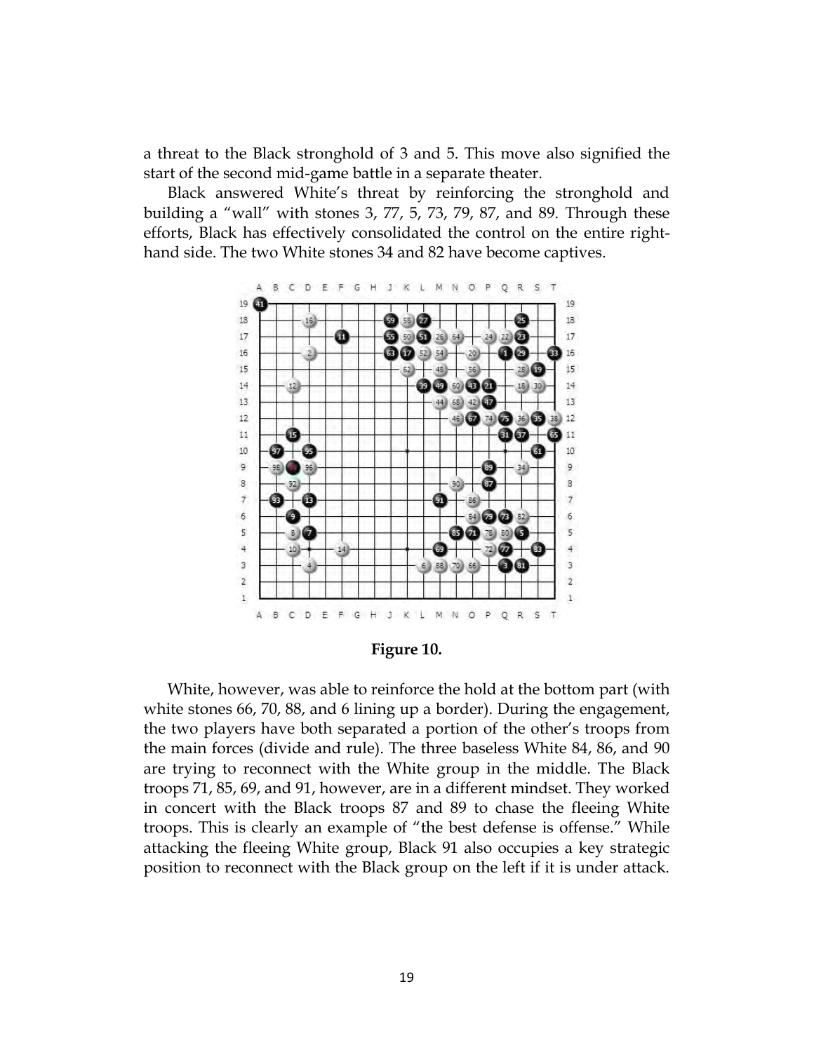a threat to the Black stronghold of 3 and 5. This move also signified the start of the second mid-game battle in a separate theater.

Black answered White's threat by reinforcing the stronghold and building a "wall" with stones 3, 77, 5, 73, 79, 87, and 89. Through these efforts, Black has effectively consolidated the control on the entire right-hand side. The two White stones 34 and 82 have become captives.

**Figure 10.**

White, however, was able to reinforce the hold at the bottom part (with white stones 66, 70, 88, and 6 lining up a border). During the engagement, the two players have both separated a portion of the other's troops from the main forces (divide and rule). The three baseless White 84, 86, and 90 are trying to reconnect with the White group in the middle. The Black troops 71, 85, 69, and 91, however, are in a different mindset. They worked in concert with the Black troops 87 and 89 to chase the fleeing White troops. This is clearly an example of "the best defense is offense." While attacking the fleeing White group, Black 91 also occupies a key strategic position to reconnect with the Black group on the left if it is under attack.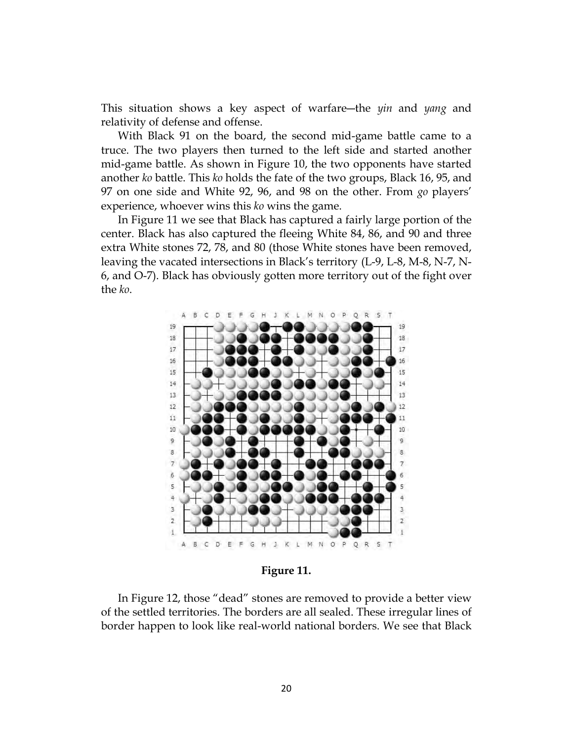This situation shows a key aspect of warfare—the *yin* and *yang* and relativity of defense and offense.

With Black 91 on the board, the second mid-game battle came to a truce. The two players then turned to the left side and started another mid-game battle. As shown in Figure 10, the two opponents have started another *ko* battle. This *ko* holds the fate of the two groups, Black 16, 95, and 97 on one side and White 92, 96, and 98 on the other. From *go* players' experience, whoever wins this *ko* wins the game.

In Figure 11 we see that Black has captured a fairly large portion of the center. Black has also captured the fleeing White 84, 86, and 90 and three extra White stones 72, 78, and 80 (those White stones have been removed, leaving the vacated intersections in Black's territory (L-9, L-8, M-8, N-7, N-6, and O-7). Black has obviously gotten more territory out of the fight over the *ko*.

**Figure 11.**

In Figure 12, those "dead" stones are removed to provide a better view of the settled territories. The borders are all sealed. These irregular lines of border happen to look like real-world national borders. We see that Black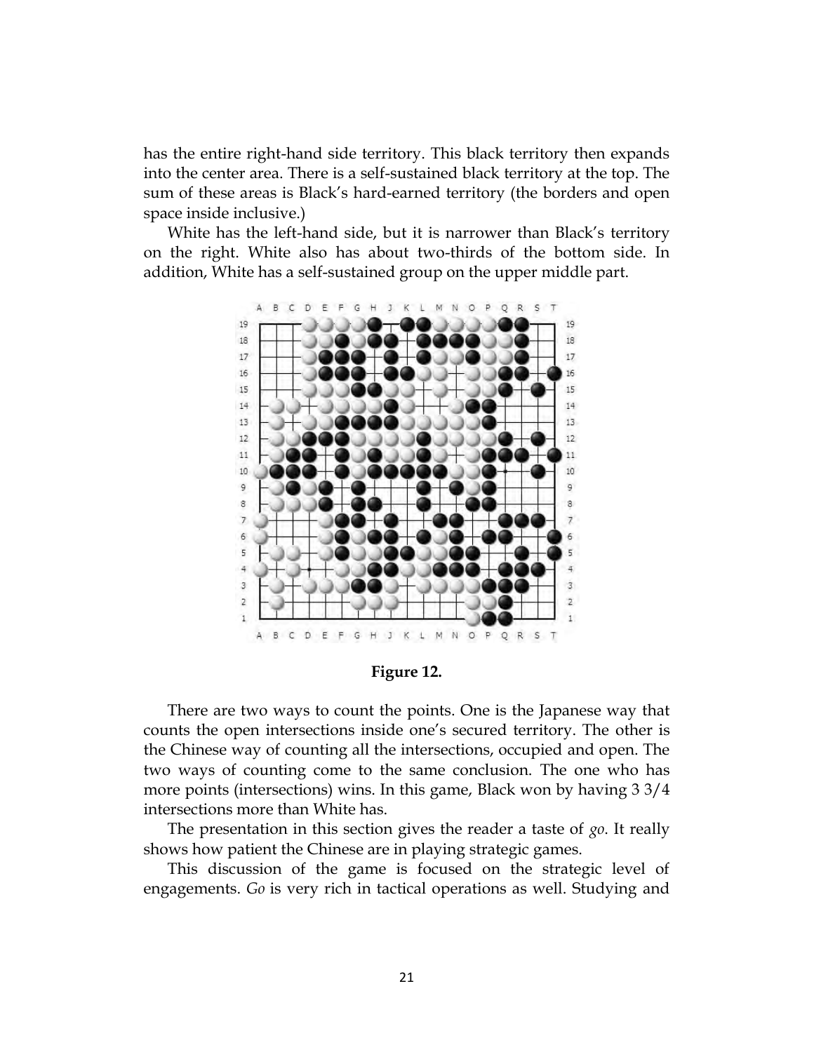has the entire right-hand side territory. This black territory then expands into the center area. There is a self-sustained black territory at the top. The sum of these areas is Black's hard-earned territory (the borders and open space inside inclusive.)

White has the left-hand side, but it is narrower than Black's territory on the right. White also has about two-thirds of the bottom side. In addition, White has a self-sustained group on the upper middle part.

**Figure 12.**

There are two ways to count the points. One is the Japanese way that counts the open intersections inside one's secured territory. The other is the Chinese way of counting all the intersections, occupied and open. The two ways of counting come to the same conclusion. The one who has more points (intersections) wins. In this game, Black won by having 3 3/4 intersections more than White has.

The presentation in this section gives the reader a taste of *go*. It really shows how patient the Chinese are in playing strategic games.

This discussion of the game is focused on the strategic level of engagements. *Go* is very rich in tactical operations as well. Studying and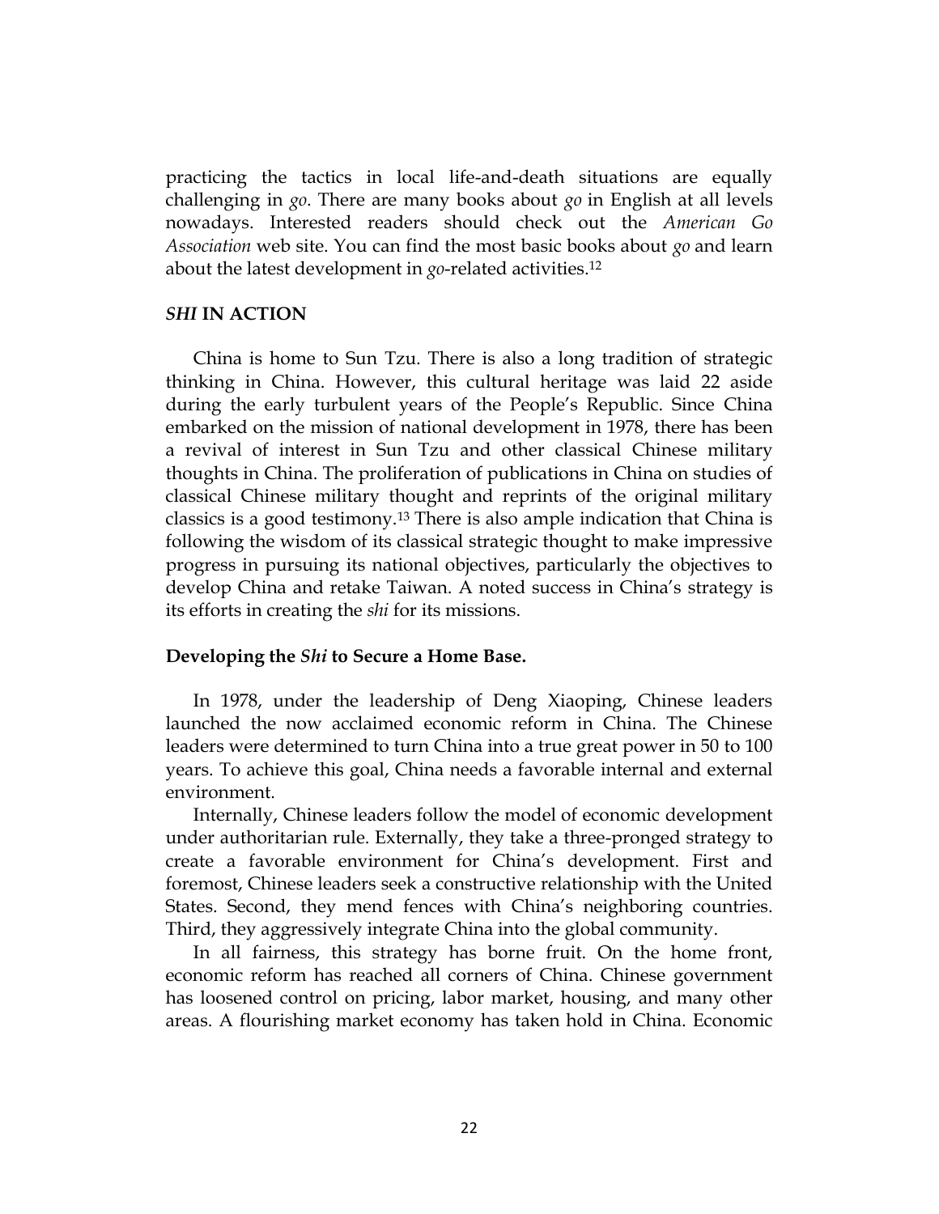practicing the tactics in local life-and-death situations are equally challenging in *go*. There are many books about *go* in English at all levels nowadays. Interested readers should check out the *American Go Association* web site. You can find the most basic books about *go* and learn about the latest development in *go*-related activities.[12]

### *SHI* IN ACTION

China is home to Sun Tzu. There is also a long tradition of strategic thinking in China. However, this cultural heritage was laid 22 aside during the early turbulent years of the People's Republic. Since China embarked on the mission of national development in 1978, there has been a revival of interest in Sun Tzu and other classical Chinese military thoughts in China. The proliferation of publications in China on studies of classical Chinese military thought and reprints of the original military classics is a good testimony.[13] There is also ample indication that China is following the wisdom of its classical strategic thought to make impressive progress in pursuing its national objectives, particularly the objectives to develop China and retake Taiwan. A noted success in China's strategy is its efforts in creating the *shi* for its missions.

#### Developing the *Shi* to Secure a Home Base.

In 1978, under the leadership of Deng Xiaoping, Chinese leaders launched the now acclaimed economic reform in China. The Chinese leaders were determined to turn China into a true great power in 50 to 100 years. To achieve this goal, China needs a favorable internal and external environment.

Internally, Chinese leaders follow the model of economic development under authoritarian rule. Externally, they take a three-pronged strategy to create a favorable environment for China's development. First and foremost, Chinese leaders seek a constructive relationship with the United States. Second, they mend fences with China's neighboring countries. Third, they aggressively integrate China into the global community.

In all fairness, this strategy has borne fruit. On the home front, economic reform has reached all corners of China. Chinese government has loosened control on pricing, labor market, housing, and many other areas. A flourishing market economy has taken hold in China. Economic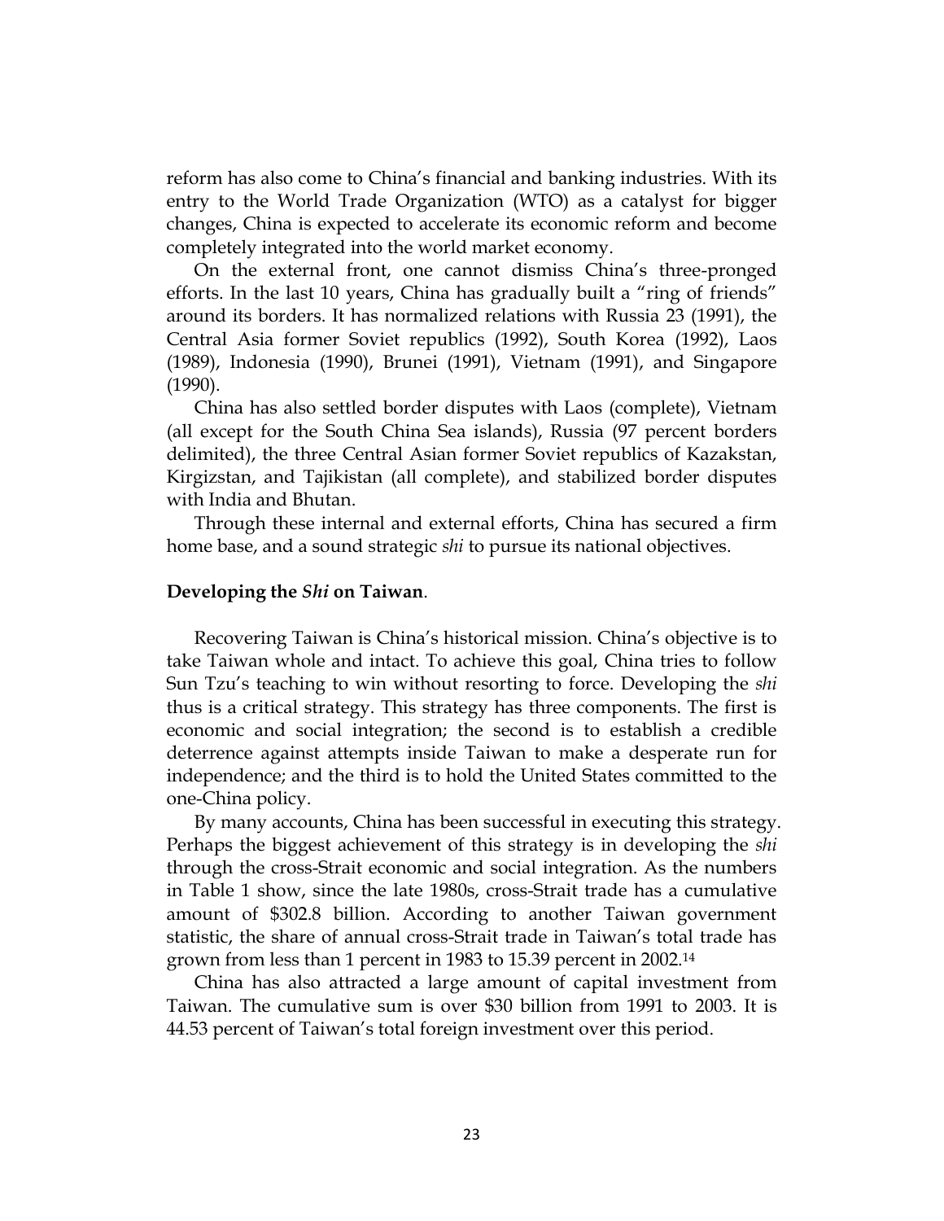reform has also come to China's financial and banking industries. With its entry to the World Trade Organization (WTO) as a catalyst for bigger changes, China is expected to accelerate its economic reform and become completely integrated into the world market economy.

On the external front, one cannot dismiss China's three-pronged efforts. In the last 10 years, China has gradually built a "ring of friends" around its borders. It has normalized relations with Russia 23 (1991), the Central Asia former Soviet republics (1992), South Korea (1992), Laos (1989), Indonesia (1990), Brunei (1991), Vietnam (1991), and Singapore (1990).

China has also settled border disputes with Laos (complete), Vietnam (all except for the South China Sea islands), Russia (97 percent borders delimited), the three Central Asian former Soviet republics of Kazakstan, Kirgizstan, and Tajikistan (all complete), and stabilized border disputes with India and Bhutan.

Through these internal and external efforts, China has secured a firm home base, and a sound strategic *shi* to pursue its national objectives.

**Developing the *Shi* on Taiwan**.

Recovering Taiwan is China's historical mission. China's objective is to take Taiwan whole and intact. To achieve this goal, China tries to follow Sun Tzu's teaching to win without resorting to force. Developing the *shi* thus is a critical strategy. This strategy has three components. The first is economic and social integration; the second is to establish a credible deterrence against attempts inside Taiwan to make a desperate run for independence; and the third is to hold the United States committed to the one-China policy.

By many accounts, China has been successful in executing this strategy. Perhaps the biggest achievement of this strategy is in developing the *shi* through the cross-Strait economic and social integration. As the numbers in Table 1 show, since the late 1980s, cross-Strait trade has a cumulative amount of $302.8 billion. According to another Taiwan government statistic, the share of annual cross-Strait trade in Taiwan's total trade has grown from less than 1 percent in 1983 to 15.39 percent in 2002.[14]

China has also attracted a large amount of capital investment from Taiwan. The cumulative sum is over $30 billion from 1991 to 2003. It is 44.53 percent of Taiwan's total foreign investment over this period.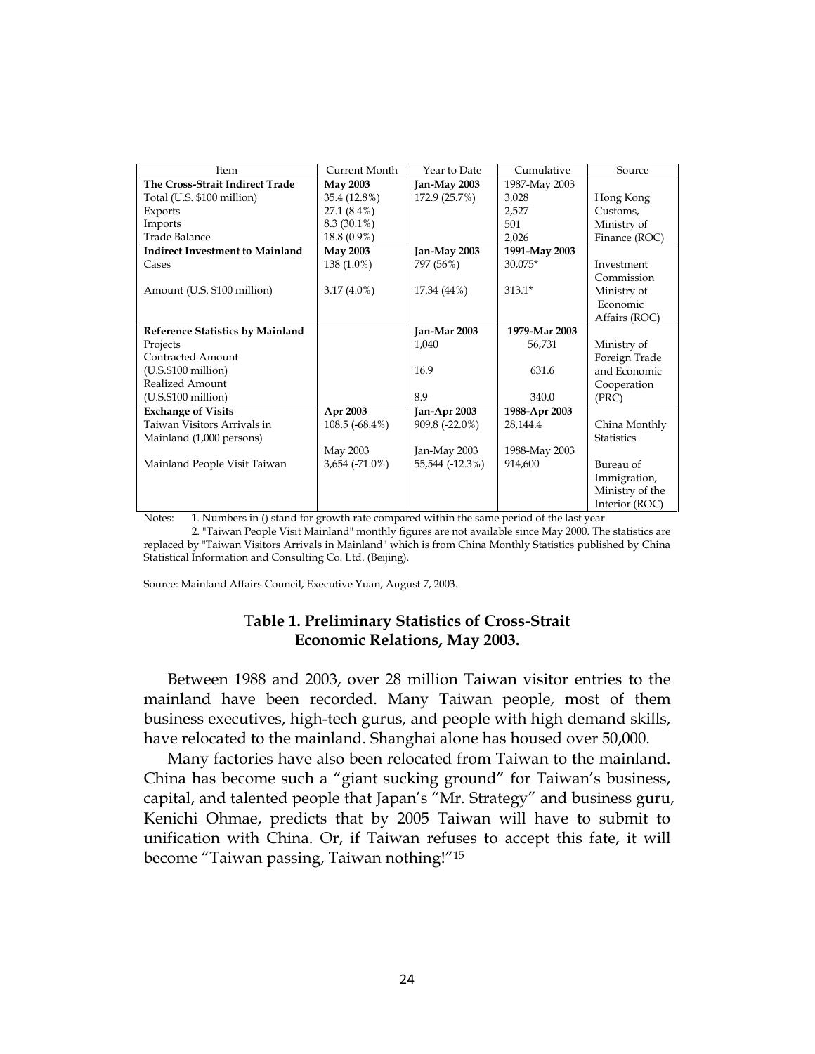| Item | Current Month | Year to Date | Cumulative | Source |
|---|---|---|---|---|
| **The Cross-Strait Indirect Trade** | **May 2003** | **Jan-May 2003** | 1987-May 2003 | |
| Total (U.S. $100 million) | 35.4 (12.8%) | 172.9 (25.7%) | 3,028 | Hong Kong |
| Exports | 27.1 (8.4%) | | 2,527 | Customs, |
| Imports | 8.3 (30.1%) | | 501 | Ministry of |
| Trade Balance | 18.8 (0.9%) | | 2,026 | Finance (ROC) |
| **Indirect Investment to Mainland** | **May 2003** | **Jan-May 2003** | **1991-May 2003** | |
| Cases | 138 (1.0%) | 797 (56%) | 30,075* | Investment Commission |
| Amount (U.S. $100 million) | 3.17 (4.0%) | 17.34 (44%) | 313.1* | Ministry of Economic Affairs (ROC) |
| **Reference Statistics by Mainland** | | **Jan-Mar 2003** | **1979-Mar 2003** | |
| Projects | | 1,040 | 56,731 | Ministry of |
| Contracted Amount (U.S.$100 million) | | 16.9 | 631.6 | Foreign Trade and Economic |
| Realized Amount (U.S.$100 million) | | 8.9 | 340.0 | Cooperation (PRC) |
| **Exchange of Visits** | **Apr 2003** | **Jan-Apr 2003** | **1988-Apr 2003** | |
| Taiwan Visitors Arrivals in Mainland (1,000 persons) | 108.5 (-68.4%) | 909.8 (-22.0%) | 28,144.4 | China Monthly Statistics |
| | May 2003 | Jan-May 2003 | 1988-May 2003 | |
| Mainland People Visit Taiwan | 3,654 (-71.0%) | 55,544 (-12.3%) | 914,600 | Bureau of Immigration, Ministry of the Interior (ROC) |

Notes: 1. Numbers in () stand for growth rate compared within the same period of the last year.
2. "Taiwan People Visit Mainland" monthly figures are not available since May 2000. The statistics are replaced by "Taiwan Visitors Arrivals in Mainland" which is from China Monthly Statistics published by China Statistical Information and Consulting Co. Ltd. (Beijing).

Source: Mainland Affairs Council, Executive Yuan, August 7, 2003.

**Table 1. Preliminary Statistics of Cross-Strait Economic Relations, May 2003.**

Between 1988 and 2003, over 28 million Taiwan visitor entries to the mainland have been recorded. Many Taiwan people, most of them business executives, high-tech gurus, and people with high demand skills, have relocated to the mainland. Shanghai alone has housed over 50,000.

Many factories have also been relocated from Taiwan to the mainland. China has become such a "giant sucking ground" for Taiwan's business, capital, and talented people that Japan's "Mr. Strategy" and business guru, Kenichi Ohmae, predicts that by 2005 Taiwan will have to submit to unification with China. Or, if Taiwan refuses to accept this fate, it will become "Taiwan passing, Taiwan nothing!"[15]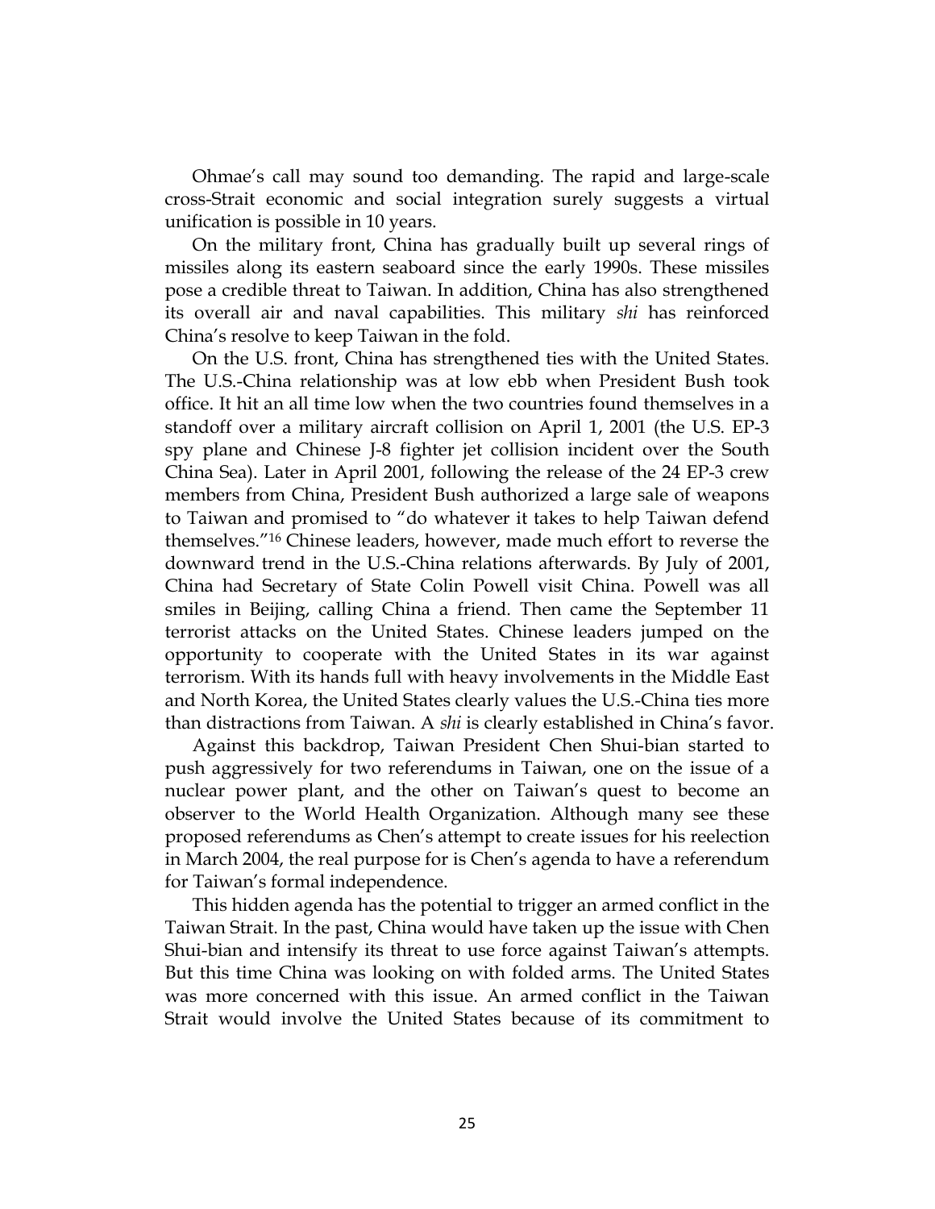Ohmae's call may sound too demanding. The rapid and large-scale cross-Strait economic and social integration surely suggests a virtual unification is possible in 10 years.

On the military front, China has gradually built up several rings of missiles along its eastern seaboard since the early 1990s. These missiles pose a credible threat to Taiwan. In addition, China has also strengthened its overall air and naval capabilities. This military *shi* has reinforced China's resolve to keep Taiwan in the fold.

On the U.S. front, China has strengthened ties with the United States. The U.S.-China relationship was at low ebb when President Bush took office. It hit an all time low when the two countries found themselves in a standoff over a military aircraft collision on April 1, 2001 (the U.S. EP-3 spy plane and Chinese J-8 fighter jet collision incident over the South China Sea). Later in April 2001, following the release of the 24 EP-3 crew members from China, President Bush authorized a large sale of weapons to Taiwan and promised to "do whatever it takes to help Taiwan defend themselves."[16] Chinese leaders, however, made much effort to reverse the downward trend in the U.S.-China relations afterwards. By July of 2001, China had Secretary of State Colin Powell visit China. Powell was all smiles in Beijing, calling China a friend. Then came the September 11 terrorist attacks on the United States. Chinese leaders jumped on the opportunity to cooperate with the United States in its war against terrorism. With its hands full with heavy involvements in the Middle East and North Korea, the United States clearly values the U.S.-China ties more than distractions from Taiwan. A *shi* is clearly established in China's favor.

Against this backdrop, Taiwan President Chen Shui-bian started to push aggressively for two referendums in Taiwan, one on the issue of a nuclear power plant, and the other on Taiwan's quest to become an observer to the World Health Organization. Although many see these proposed referendums as Chen's attempt to create issues for his reelection in March 2004, the real purpose for is Chen's agenda to have a referendum for Taiwan's formal independence.

This hidden agenda has the potential to trigger an armed conflict in the Taiwan Strait. In the past, China would have taken up the issue with Chen Shui-bian and intensify its threat to use force against Taiwan's attempts. But this time China was looking on with folded arms. The United States was more concerned with this issue. An armed conflict in the Taiwan Strait would involve the United States because of its commitment to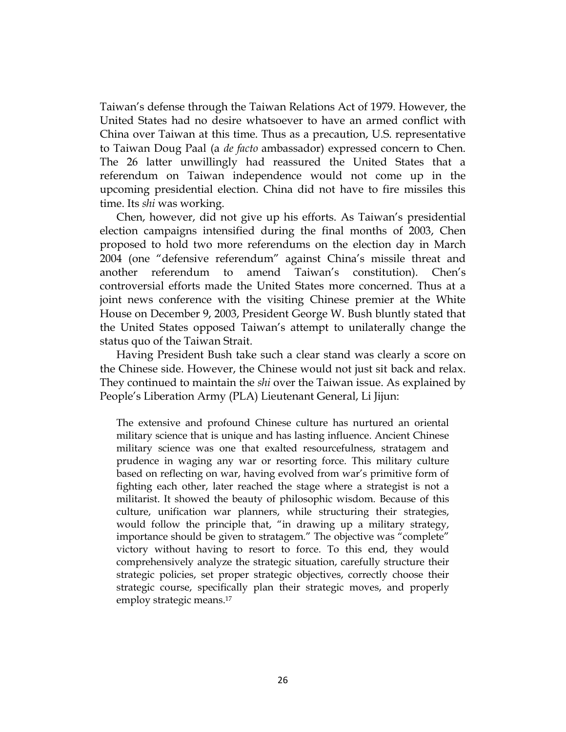Taiwan's defense through the Taiwan Relations Act of 1979. However, the United States had no desire whatsoever to have an armed conflict with China over Taiwan at this time. Thus as a precaution, U.S. representative to Taiwan Doug Paal (a *de facto* ambassador) expressed concern to Chen. The 26 latter unwillingly had reassured the United States that a referendum on Taiwan independence would not come up in the upcoming presidential election. China did not have to fire missiles this time. Its *shi* was working.

Chen, however, did not give up his efforts. As Taiwan's presidential election campaigns intensified during the final months of 2003, Chen proposed to hold two more referendums on the election day in March 2004 (one "defensive referendum" against China's missile threat and another referendum to amend Taiwan's constitution). Chen's controversial efforts made the United States more concerned. Thus at a joint news conference with the visiting Chinese premier at the White House on December 9, 2003, President George W. Bush bluntly stated that the United States opposed Taiwan's attempt to unilaterally change the status quo of the Taiwan Strait.

Having President Bush take such a clear stand was clearly a score on the Chinese side. However, the Chinese would not just sit back and relax. They continued to maintain the *shi* over the Taiwan issue. As explained by People's Liberation Army (PLA) Lieutenant General, Li Jijun:

> The extensive and profound Chinese culture has nurtured an oriental military science that is unique and has lasting influence. Ancient Chinese military science was one that exalted resourcefulness, stratagem and prudence in waging any war or resorting force. This military culture based on reflecting on war, having evolved from war's primitive form of fighting each other, later reached the stage where a strategist is not a militarist. It showed the beauty of philosophic wisdom. Because of this culture, unification war planners, while structuring their strategies, would follow the principle that, "in drawing up a military strategy, importance should be given to stratagem." The objective was "complete" victory without having to resort to force. To this end, they would comprehensively analyze the strategic situation, carefully structure their strategic policies, set proper strategic objectives, correctly choose their strategic course, specifically plan their strategic moves, and properly employ strategic means.[17]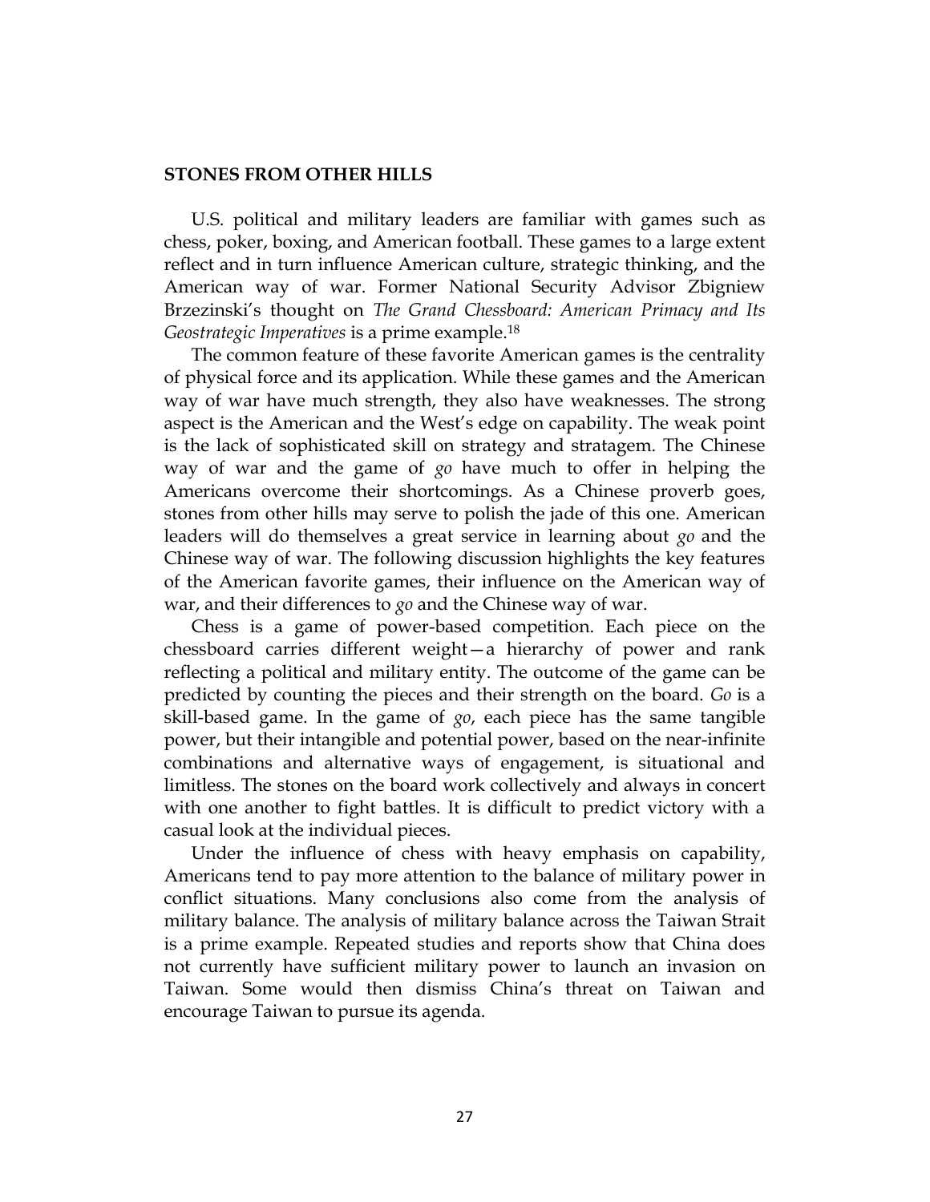## STONES FROM OTHER HILLS

U.S. political and military leaders are familiar with games such as chess, poker, boxing, and American football. These games to a large extent reflect and in turn influence American culture, strategic thinking, and the American way of war. Former National Security Advisor Zbigniew Brzezinski's thought on *The Grand Chessboard: American Primacy and Its Geostrategic Imperatives* is a prime example.[18]

The common feature of these favorite American games is the centrality of physical force and its application. While these games and the American way of war have much strength, they also have weaknesses. The strong aspect is the American and the West's edge on capability. The weak point is the lack of sophisticated skill on strategy and stratagem. The Chinese way of war and the game of *go* have much to offer in helping the Americans overcome their shortcomings. As a Chinese proverb goes, stones from other hills may serve to polish the jade of this one. American leaders will do themselves a great service in learning about *go* and the Chinese way of war. The following discussion highlights the key features of the American favorite games, their influence on the American way of war, and their differences to *go* and the Chinese way of war.

Chess is a game of power-based competition. Each piece on the chessboard carries different weight—a hierarchy of power and rank reflecting a political and military entity. The outcome of the game can be predicted by counting the pieces and their strength on the board. *Go* is a skill-based game. In the game of *go*, each piece has the same tangible power, but their intangible and potential power, based on the near-infinite combinations and alternative ways of engagement, is situational and limitless. The stones on the board work collectively and always in concert with one another to fight battles. It is difficult to predict victory with a casual look at the individual pieces.

Under the influence of chess with heavy emphasis on capability, Americans tend to pay more attention to the balance of military power in conflict situations. Many conclusions also come from the analysis of military balance. The analysis of military balance across the Taiwan Strait is a prime example. Repeated studies and reports show that China does not currently have sufficient military power to launch an invasion on Taiwan. Some would then dismiss China's threat on Taiwan and encourage Taiwan to pursue its agenda.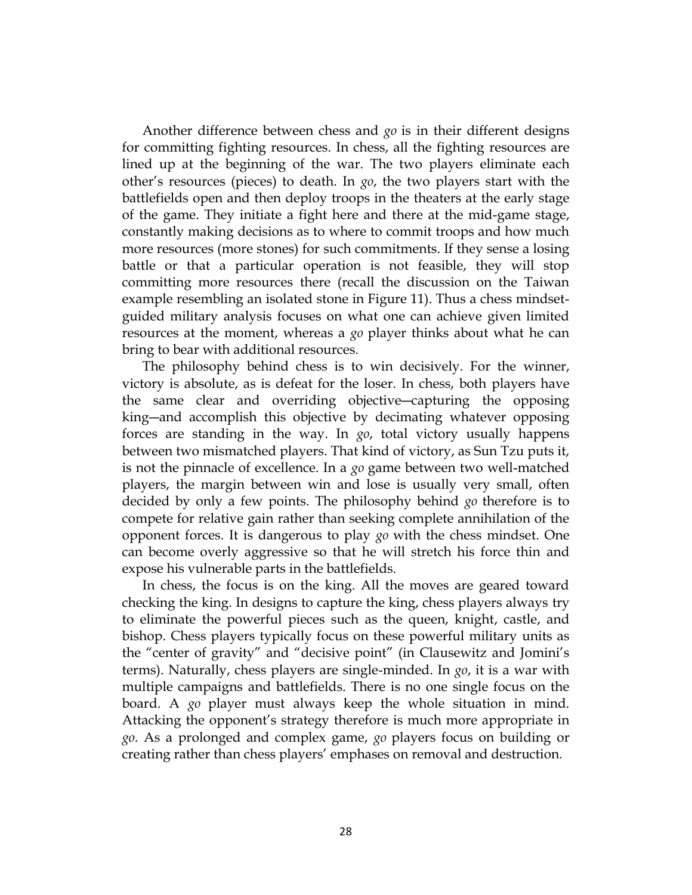Another difference between chess and *go* is in their different designs for committing fighting resources. In chess, all the fighting resources are lined up at the beginning of the war. The two players eliminate each other's resources (pieces) to death. In *go*, the two players start with the battlefields open and then deploy troops in the theaters at the early stage of the game. They initiate a fight here and there at the mid-game stage, constantly making decisions as to where to commit troops and how much more resources (more stones) for such commitments. If they sense a losing battle or that a particular operation is not feasible, they will stop committing more resources there (recall the discussion on the Taiwan example resembling an isolated stone in Figure 11). Thus a chess mindset-guided military analysis focuses on what one can achieve given limited resources at the moment, whereas a *go* player thinks about what he can bring to bear with additional resources.

The philosophy behind chess is to win decisively. For the winner, victory is absolute, as is defeat for the loser. In chess, both players have the same clear and overriding objective—capturing the opposing king—and accomplish this objective by decimating whatever opposing forces are standing in the way. In *go*, total victory usually happens between two mismatched players. That kind of victory, as Sun Tzu puts it, is not the pinnacle of excellence. In a *go* game between two well-matched players, the margin between win and lose is usually very small, often decided by only a few points. The philosophy behind *go* therefore is to compete for relative gain rather than seeking complete annihilation of the opponent forces. It is dangerous to play *go* with the chess mindset. One can become overly aggressive so that he will stretch his force thin and expose his vulnerable parts in the battlefields.

In chess, the focus is on the king. All the moves are geared toward checking the king. In designs to capture the king, chess players always try to eliminate the powerful pieces such as the queen, knight, castle, and bishop. Chess players typically focus on these powerful military units as the "center of gravity" and "decisive point" (in Clausewitz and Jomini's terms). Naturally, chess players are single-minded. In *go*, it is a war with multiple campaigns and battlefields. There is no one single focus on the board. A *go* player must always keep the whole situation in mind. Attacking the opponent's strategy therefore is much more appropriate in *go*. As a prolonged and complex game, *go* players focus on building or creating rather than chess players' emphases on removal and destruction.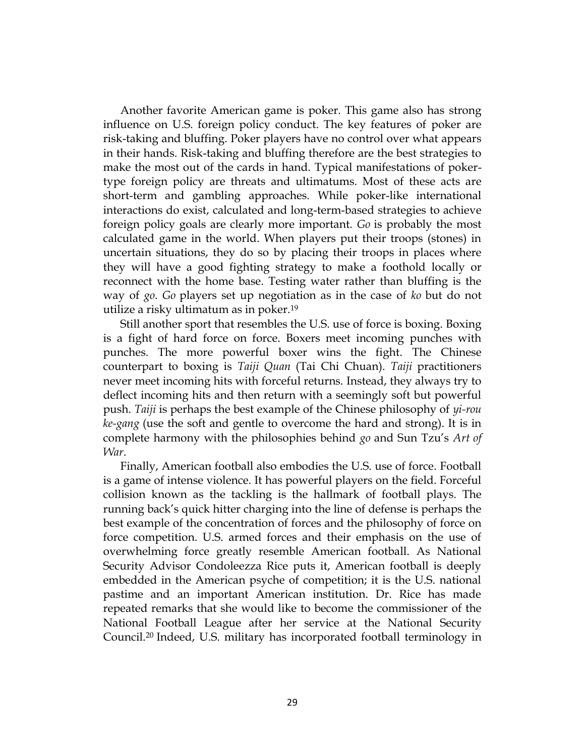Another favorite American game is poker. This game also has strong influence on U.S. foreign policy conduct. The key features of poker are risk-taking and bluffing. Poker players have no control over what appears in their hands. Risk-taking and bluffing therefore are the best strategies to make the most out of the cards in hand. Typical manifestations of poker-type foreign policy are threats and ultimatums. Most of these acts are short-term and gambling approaches. While poker-like international interactions do exist, calculated and long-term-based strategies to achieve foreign policy goals are clearly more important. *Go* is probably the most calculated game in the world. When players put their troops (stones) in uncertain situations, they do so by placing their troops in places where they will have a good fighting strategy to make a foothold locally or reconnect with the home base. Testing water rather than bluffing is the way of *go*. *Go* players set up negotiation as in the case of *ko* but do not utilize a risky ultimatum as in poker.[19]

Still another sport that resembles the U.S. use of force is boxing. Boxing is a fight of hard force on force. Boxers meet incoming punches with punches. The more powerful boxer wins the fight. The Chinese counterpart to boxing is *Taiji Quan* (Tai Chi Chuan). *Taiji* practitioners never meet incoming hits with forceful returns. Instead, they always try to deflect incoming hits and then return with a seemingly soft but powerful push. *Taiji* is perhaps the best example of the Chinese philosophy of *yi-rou ke-gang* (use the soft and gentle to overcome the hard and strong). It is in complete harmony with the philosophies behind *go* and Sun Tzu's *Art of War*.

Finally, American football also embodies the U.S. use of force. Football is a game of intense violence. It has powerful players on the field. Forceful collision known as the tackling is the hallmark of football plays. The running back's quick hitter charging into the line of defense is perhaps the best example of the concentration of forces and the philosophy of force on force competition. U.S. armed forces and their emphasis on the use of overwhelming force greatly resemble American football. As National Security Advisor Condoleezza Rice puts it, American football is deeply embedded in the American psyche of competition; it is the U.S. national pastime and an important American institution. Dr. Rice has made repeated remarks that she would like to become the commissioner of the National Football League after her service at the National Security Council.[20] Indeed, U.S. military has incorporated football terminology in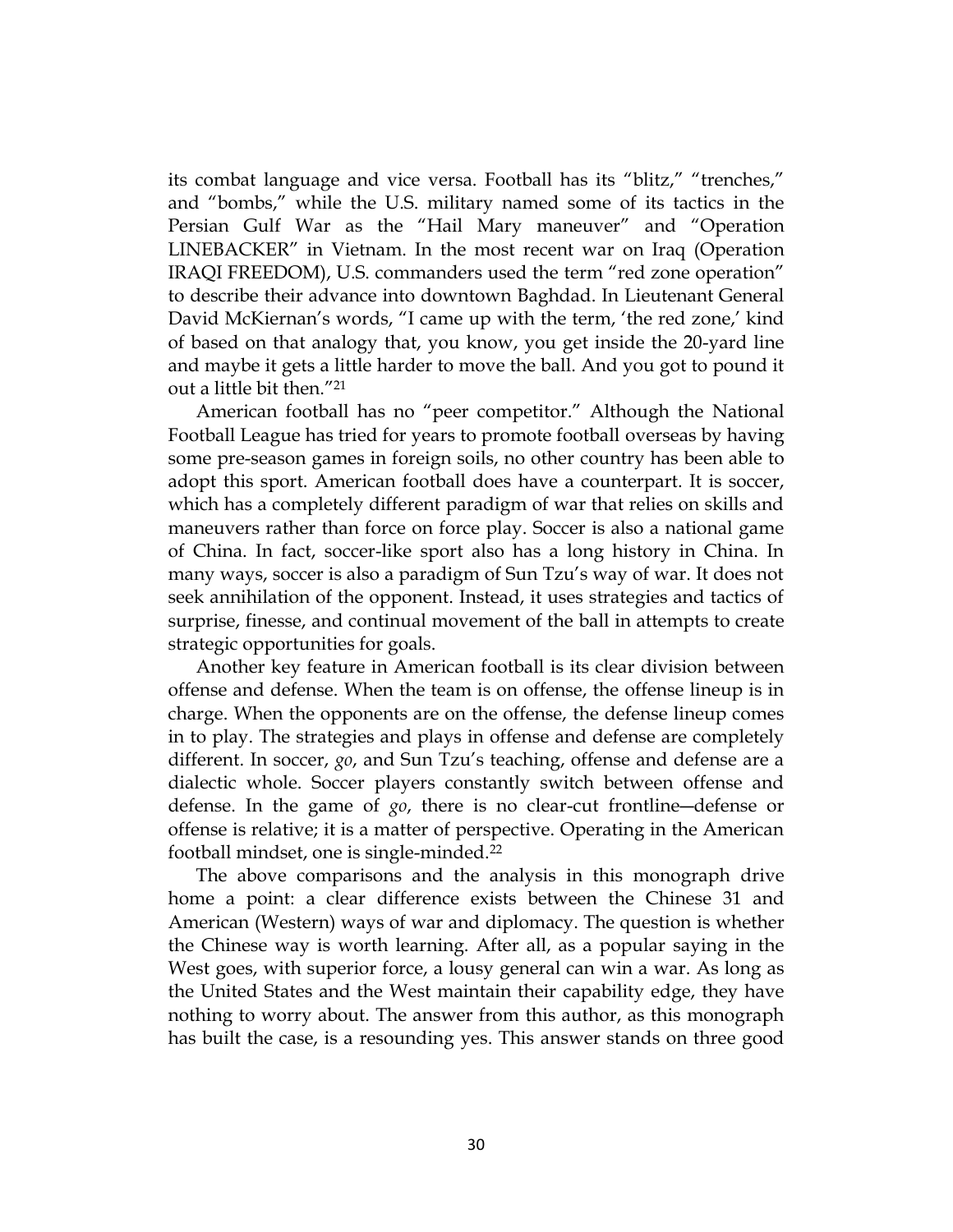its combat language and vice versa. Football has its "blitz," "trenches," and "bombs," while the U.S. military named some of its tactics in the Persian Gulf War as the "Hail Mary maneuver" and "Operation LINEBACKER" in Vietnam. In the most recent war on Iraq (Operation IRAQI FREEDOM), U.S. commanders used the term "red zone operation" to describe their advance into downtown Baghdad. In Lieutenant General David McKiernan's words, "I came up with the term, 'the red zone,' kind of based on that analogy that, you know, you get inside the 20-yard line and maybe it gets a little harder to move the ball. And you got to pound it out a little bit then."[21]

American football has no "peer competitor." Although the National Football League has tried for years to promote football overseas by having some pre-season games in foreign soils, no other country has been able to adopt this sport. American football does have a counterpart. It is soccer, which has a completely different paradigm of war that relies on skills and maneuvers rather than force on force play. Soccer is also a national game of China. In fact, soccer-like sport also has a long history in China. In many ways, soccer is also a paradigm of Sun Tzu's way of war. It does not seek annihilation of the opponent. Instead, it uses strategies and tactics of surprise, finesse, and continual movement of the ball in attempts to create strategic opportunities for goals.

Another key feature in American football is its clear division between offense and defense. When the team is on offense, the offense lineup is in charge. When the opponents are on the offense, the defense lineup comes in to play. The strategies and plays in offense and defense are completely different. In soccer, *go*, and Sun Tzu's teaching, offense and defense are a dialectic whole. Soccer players constantly switch between offense and defense. In the game of *go*, there is no clear-cut frontline—defense or offense is relative; it is a matter of perspective. Operating in the American football mindset, one is single-minded.[22]

The above comparisons and the analysis in this monograph drive home a point: a clear difference exists between the Chinese 31 and American (Western) ways of war and diplomacy. The question is whether the Chinese way is worth learning. After all, as a popular saying in the West goes, with superior force, a lousy general can win a war. As long as the United States and the West maintain their capability edge, they have nothing to worry about. The answer from this author, as this monograph has built the case, is a resounding yes. This answer stands on three good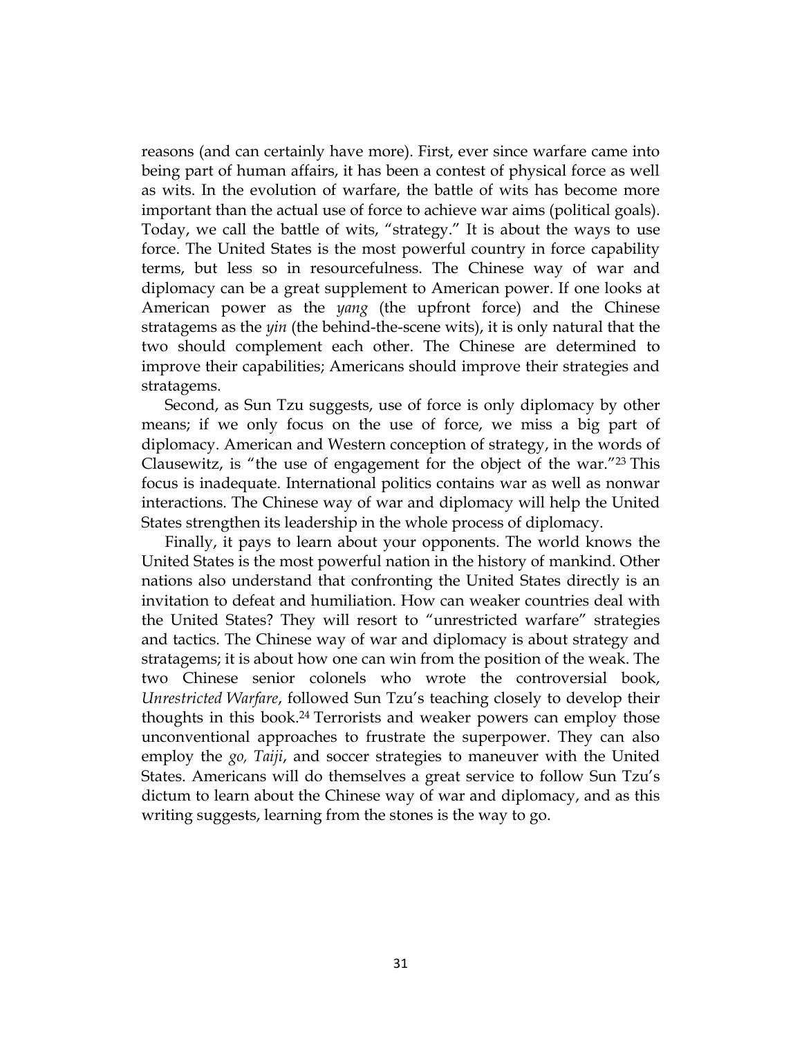reasons (and can certainly have more). First, ever since warfare came into being part of human affairs, it has been a contest of physical force as well as wits. In the evolution of warfare, the battle of wits has become more important than the actual use of force to achieve war aims (political goals). Today, we call the battle of wits, "strategy." It is about the ways to use force. The United States is the most powerful country in force capability terms, but less so in resourcefulness. The Chinese way of war and diplomacy can be a great supplement to American power. If one looks at American power as the *yang* (the upfront force) and the Chinese stratagems as the *yin* (the behind-the-scene wits), it is only natural that the two should complement each other. The Chinese are determined to improve their capabilities; Americans should improve their strategies and stratagems.

Second, as Sun Tzu suggests, use of force is only diplomacy by other means; if we only focus on the use of force, we miss a big part of diplomacy. American and Western conception of strategy, in the words of Clausewitz, is "the use of engagement for the object of the war."[23] This focus is inadequate. International politics contains war as well as nonwar interactions. The Chinese way of war and diplomacy will help the United States strengthen its leadership in the whole process of diplomacy.

Finally, it pays to learn about your opponents. The world knows the United States is the most powerful nation in the history of mankind. Other nations also understand that confronting the United States directly is an invitation to defeat and humiliation. How can weaker countries deal with the United States? They will resort to "unrestricted warfare" strategies and tactics. The Chinese way of war and diplomacy is about strategy and stratagems; it is about how one can win from the position of the weak. The two Chinese senior colonels who wrote the controversial book, *Unrestricted Warfare*, followed Sun Tzu's teaching closely to develop their thoughts in this book.[24] Terrorists and weaker powers can employ those unconventional approaches to frustrate the superpower. They can also employ the *go, Taiji*, and soccer strategies to maneuver with the United States. Americans will do themselves a great service to follow Sun Tzu's dictum to learn about the Chinese way of war and diplomacy, and as this writing suggests, learning from the stones is the way to go.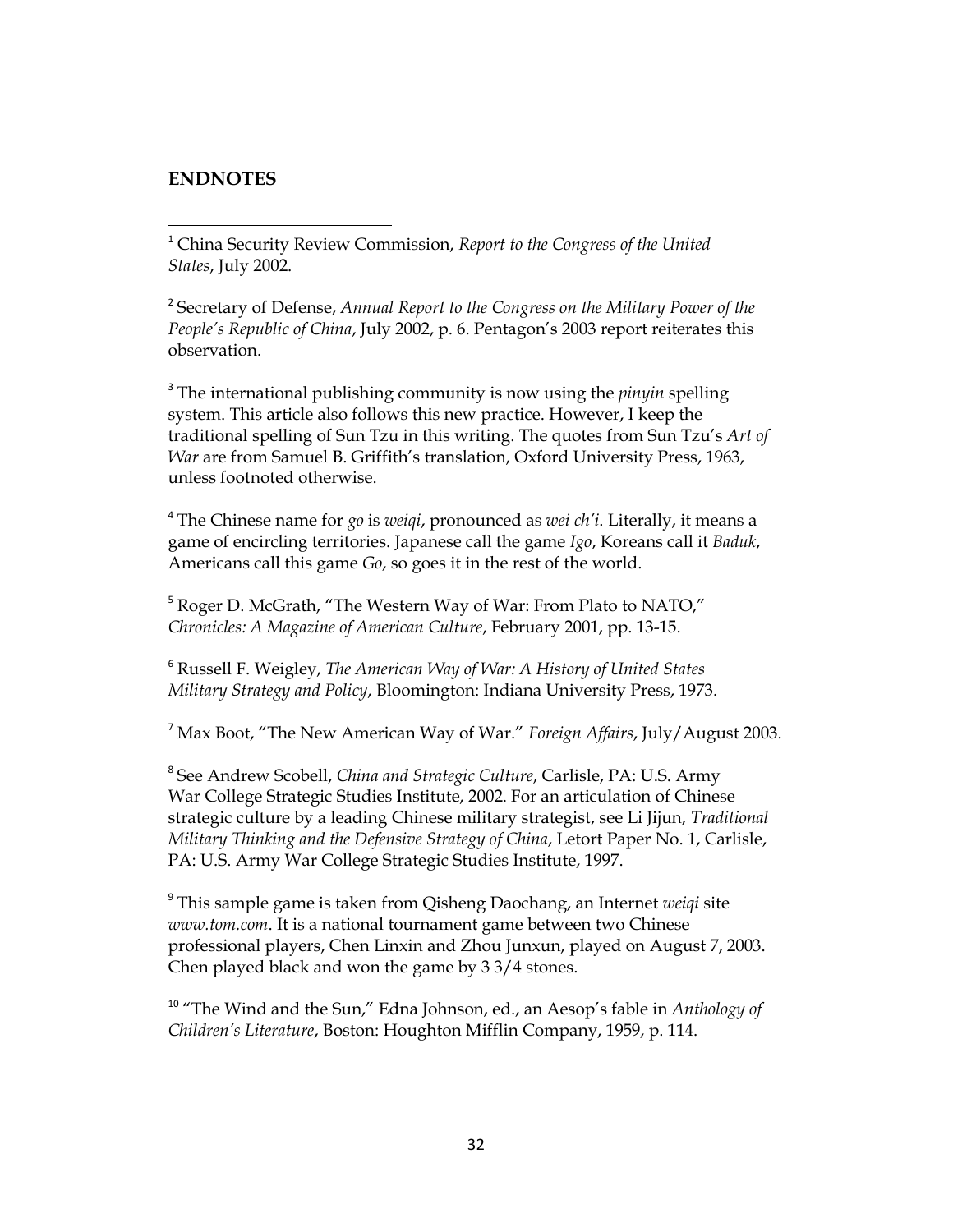**ENDNOTES**

[1] China Security Review Commission, *Report to the Congress of the United States*, July 2002.

[2] Secretary of Defense, *Annual Report to the Congress on the Military Power of the People's Republic of China*, July 2002, p. 6. Pentagon's 2003 report reiterates this observation.

[3] The international publishing community is now using the *pinyin* spelling system. This article also follows this new practice. However, I keep the traditional spelling of Sun Tzu in this writing. The quotes from Sun Tzu's *Art of War* are from Samuel B. Griffith's translation, Oxford University Press, 1963, unless footnoted otherwise.

[4] The Chinese name for *go* is *weiqi*, pronounced as *wei ch'i*. Literally, it means a game of encircling territories. Japanese call the game *Igo*, Koreans call it *Baduk*, Americans call this game *Go*, so goes it in the rest of the world.

[5] Roger D. McGrath, "The Western Way of War: From Plato to NATO," *Chronicles: A Magazine of American Culture*, February 2001, pp. 13-15.

[6] Russell F. Weigley, *The American Way of War: A History of United States Military Strategy and Policy*, Bloomington: Indiana University Press, 1973.

[7] Max Boot, "The New American Way of War." *Foreign Affairs*, July/August 2003.

[8] See Andrew Scobell, *China and Strategic Culture*, Carlisle, PA: U.S. Army War College Strategic Studies Institute, 2002. For an articulation of Chinese strategic culture by a leading Chinese military strategist, see Li Jijun, *Traditional Military Thinking and the Defensive Strategy of China*, Letort Paper No. 1, Carlisle, PA: U.S. Army War College Strategic Studies Institute, 1997.

[9] This sample game is taken from Qisheng Daochang, an Internet *weiqi* site *www.tom.com*. It is a national tournament game between two Chinese professional players, Chen Linxin and Zhou Junxun, played on August 7, 2003. Chen played black and won the game by 3 3/4 stones.

[10] "The Wind and the Sun," Edna Johnson, ed., an Aesop's fable in *Anthology of Children's Literature*, Boston: Houghton Mifflin Company, 1959, p. 114.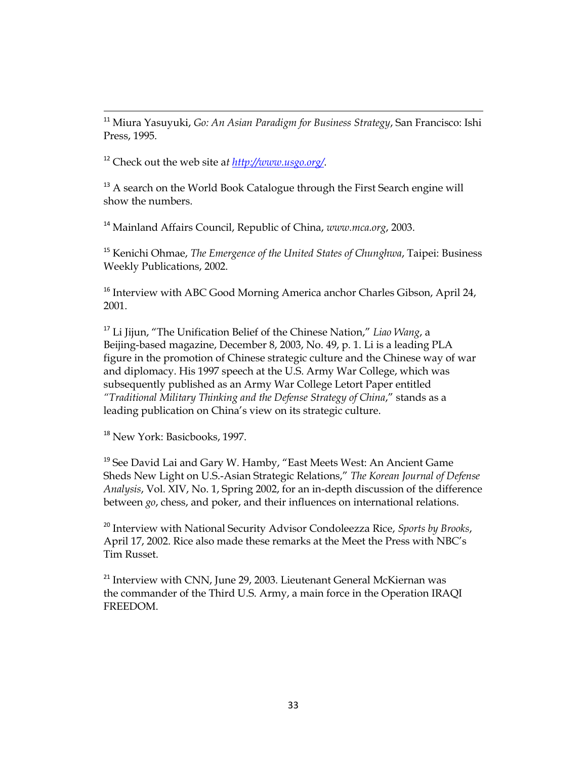[11] Miura Yasuyuki, *Go: An Asian Paradigm for Business Strategy*, San Francisco: Ishi Press, 1995.

[12] Check out the web site a*t* *http://www.usgo.org/*.

[13] A search on the World Book Catalogue through the First Search engine will show the numbers.

[14] Mainland Affairs Council, Republic of China, *www.mca.org*, 2003.

[15] Kenichi Ohmae, *The Emergence of the United States of Chunghwa*, Taipei: Business Weekly Publications, 2002.

[16] Interview with ABC Good Morning America anchor Charles Gibson, April 24, 2001.

[17] Li Jijun, "The Unification Belief of the Chinese Nation," *Liao Wang*, a Beijing-based magazine, December 8, 2003, No. 49, p. 1. Li is a leading PLA figure in the promotion of Chinese strategic culture and the Chinese way of war and diplomacy. His 1997 speech at the U.S. Army War College, which was subsequently published as an Army War College Letort Paper entitled *"Traditional Military Thinking and the Defense Strategy of China*," stands as a leading publication on China's view on its strategic culture.

[18] New York: Basicbooks, 1997.

[19] See David Lai and Gary W. Hamby, "East Meets West: An Ancient Game Sheds New Light on U.S.-Asian Strategic Relations," *The Korean Journal of Defense Analysis*, Vol. XIV, No. 1, Spring 2002, for an in-depth discussion of the difference between *go*, chess, and poker, and their influences on international relations.

[20] Interview with National Security Advisor Condoleezza Rice, *Sports by Brooks*, April 17, 2002. Rice also made these remarks at the Meet the Press with NBC's Tim Russet.

[21] Interview with CNN, June 29, 2003. Lieutenant General McKiernan was the commander of the Third U.S. Army, a main force in the Operation IRAQI FREEDOM.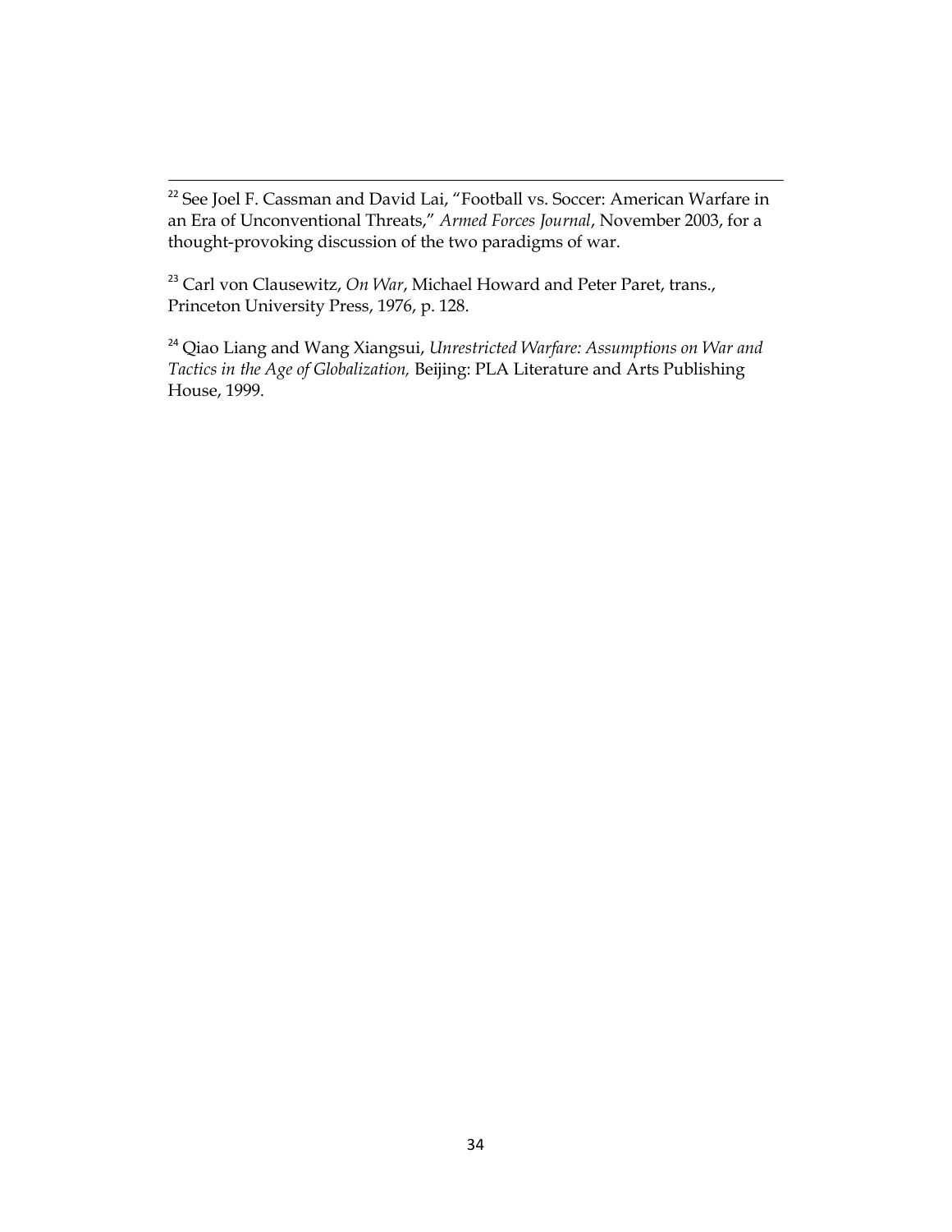[22] See Joel F. Cassman and David Lai, "Football vs. Soccer: American Warfare in an Era of Unconventional Threats," *Armed Forces Journal*, November 2003, for a thought-provoking discussion of the two paradigms of war.

[23] Carl von Clausewitz, *On War*, Michael Howard and Peter Paret, trans., Princeton University Press, 1976, p. 128.

[24] Qiao Liang and Wang Xiangsui, *Unrestricted Warfare: Assumptions on War and Tactics in the Age of Globalization,* Beijing: PLA Literature and Arts Publishing House, 1999.